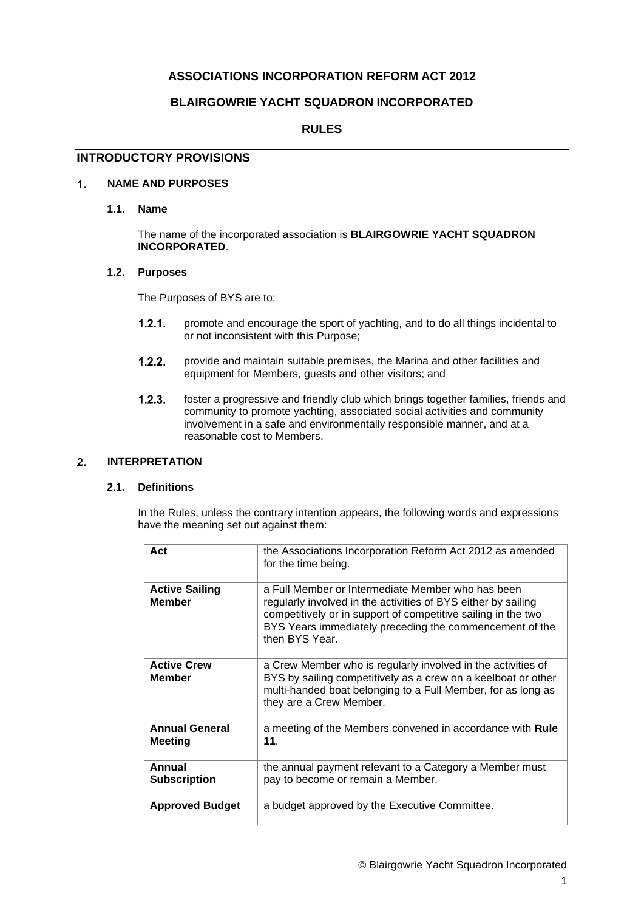# ASSOCIATIONS INCORPORATION REFORM ACT 2012

## BLAIRGOWRIE YACHT SQUADRON INCORPORATED

## RULES

## INTRODUCTORY PROVISIONS

### 1. NAME AND PURPOSES

#### 1.1. Name

The name of the incorporated association is **BLAIRGOWRIE YACHT SQUADRON INCORPORATED**.

#### 1.2. Purposes

The Purposes of BYS are to:

1.2.1. promote and encourage the sport of yachting, and to do all things incidental to or not inconsistent with this Purpose;

1.2.2. provide and maintain suitable premises, the Marina and other facilities and equipment for Members, guests and other visitors; and

1.2.3. foster a progressive and friendly club which brings together families, friends and community to promote yachting, associated social activities and community involvement in a safe and environmentally responsible manner, and at a reasonable cost to Members.

### 2. INTERPRETATION

#### 2.1. Definitions

In the Rules, unless the contrary intention appears, the following words and expressions have the meaning set out against them:

| | |
|---|---|
| **Act** | the Associations Incorporation Reform Act 2012 as amended for the time being. |
| **Active Sailing Member** | a Full Member or Intermediate Member who has been regularly involved in the activities of BYS either by sailing competitively or in support of competitive sailing in the two BYS Years immediately preceding the commencement of the then BYS Year. |
| **Active Crew Member** | a Crew Member who is regularly involved in the activities of BYS by sailing competitively as a crew on a keelboat or other multi-handed boat belonging to a Full Member, for as long as they are a Crew Member. |
| **Annual General Meeting** | a meeting of the Members convened in accordance with **Rule 11**. |
| **Annual Subscription** | the annual payment relevant to a Category a Member must pay to become or remain a Member. |
| **Approved Budget** | a budget approved by the Executive Committee. |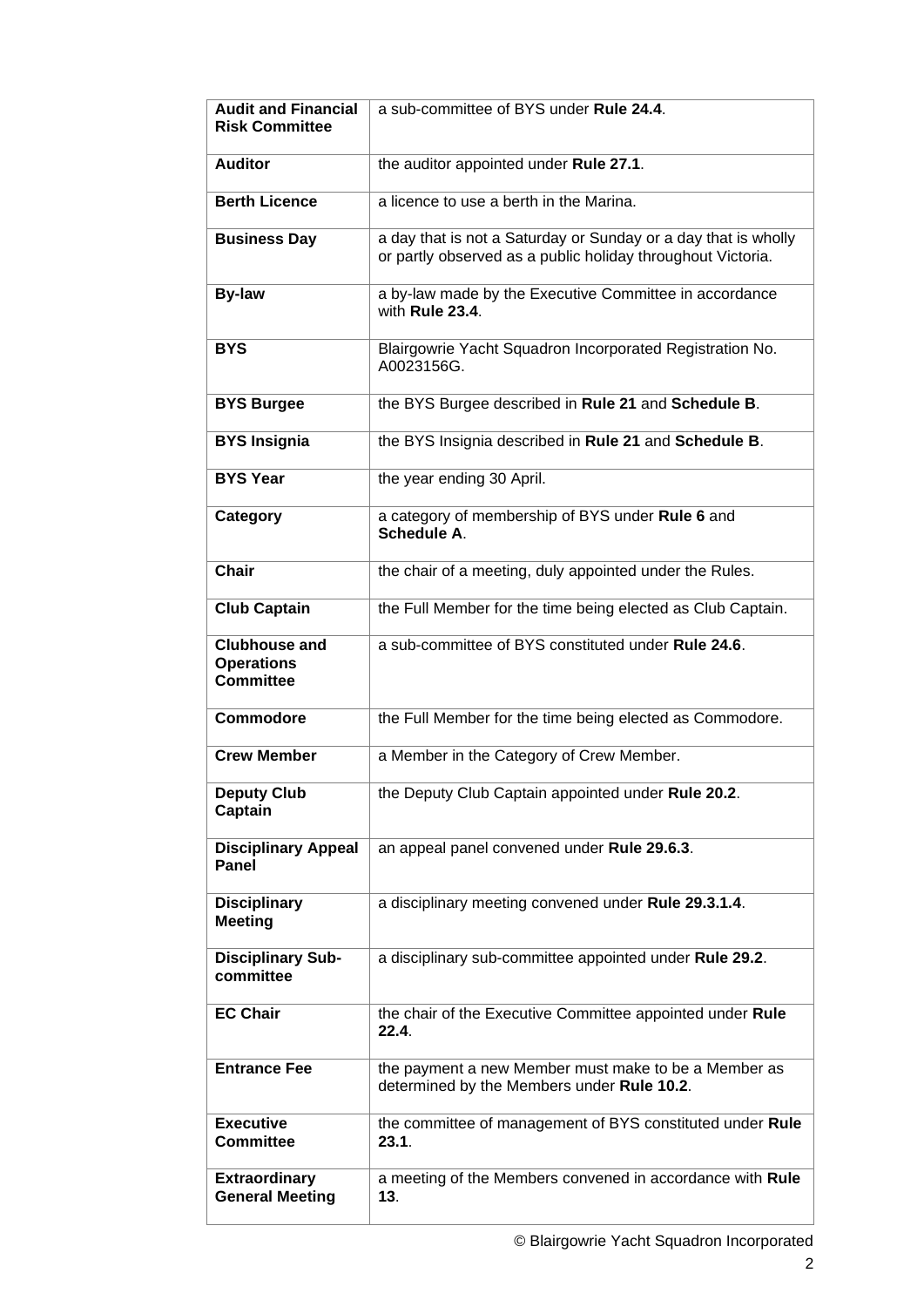| | |
|---|---|
| **Audit and Financial Risk Committee** | a sub-committee of BYS under **Rule 24.4**. |
| **Auditor** | the auditor appointed under **Rule 27.1**. |
| **Berth Licence** | a licence to use a berth in the Marina. |
| **Business Day** | a day that is not a Saturday or Sunday or a day that is wholly or partly observed as a public holiday throughout Victoria. |
| **By-law** | a by-law made by the Executive Committee in accordance with **Rule 23.4**. |
| **BYS** | Blairgowrie Yacht Squadron Incorporated Registration No. A0023156G. |
| **BYS Burgee** | the BYS Burgee described in **Rule 21** and **Schedule B**. |
| **BYS Insignia** | the BYS Insignia described in **Rule 21** and **Schedule B**. |
| **BYS Year** | the year ending 30 April. |
| **Category** | a category of membership of BYS under **Rule 6** and **Schedule A**. |
| **Chair** | the chair of a meeting, duly appointed under the Rules. |
| **Club Captain** | the Full Member for the time being elected as Club Captain. |
| **Clubhouse and Operations Committee** | a sub-committee of BYS constituted under **Rule 24.6**. |
| **Commodore** | the Full Member for the time being elected as Commodore. |
| **Crew Member** | a Member in the Category of Crew Member. |
| **Deputy Club Captain** | the Deputy Club Captain appointed under **Rule 20.2**. |
| **Disciplinary Appeal Panel** | an appeal panel convened under **Rule 29.6.3**. |
| **Disciplinary Meeting** | a disciplinary meeting convened under **Rule 29.3.1.4**. |
| **Disciplinary Sub-committee** | a disciplinary sub-committee appointed under **Rule 29.2**. |
| **EC Chair** | the chair of the Executive Committee appointed under **Rule 22.4**. |
| **Entrance Fee** | the payment a new Member must make to be a Member as determined by the Members under **Rule 10.2**. |
| **Executive Committee** | the committee of management of BYS constituted under **Rule 23.1**. |
| **Extraordinary General Meeting** | a meeting of the Members convened in accordance with **Rule 13**. |

© Blairgowrie Yacht Squadron Incorporated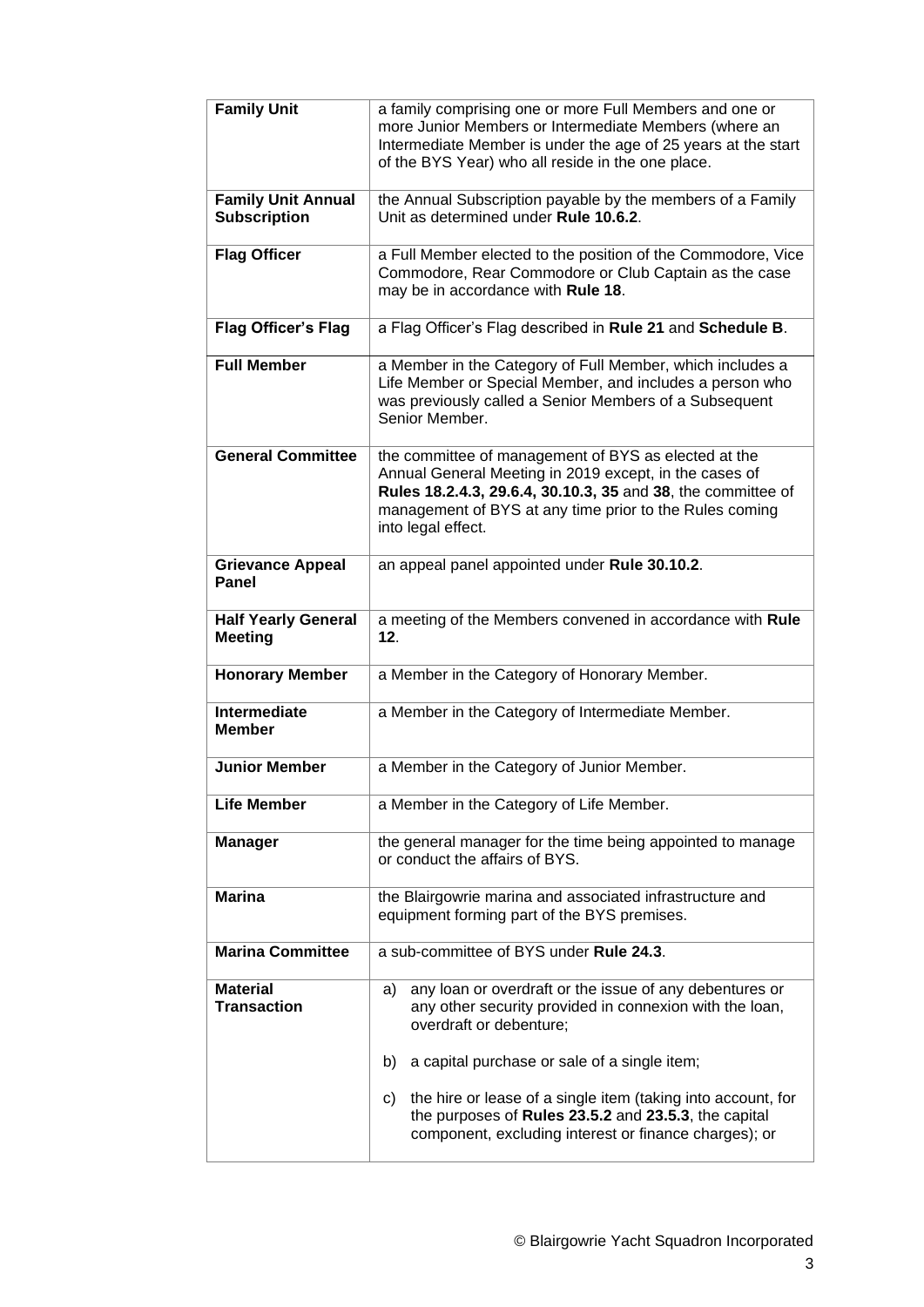| | |
|---|---|
| **Family Unit** | a family comprising one or more Full Members and one or more Junior Members or Intermediate Members (where an Intermediate Member is under the age of 25 years at the start of the BYS Year) who all reside in the one place. |
| **Family Unit Annual Subscription** | the Annual Subscription payable by the members of a Family Unit as determined under **Rule 10.6.2**. |
| **Flag Officer** | a Full Member elected to the position of the Commodore, Vice Commodore, Rear Commodore or Club Captain as the case may be in accordance with **Rule 18**. |
| **Flag Officer's Flag** | a Flag Officer's Flag described in **Rule 21** and **Schedule B**. |
| **Full Member** | a Member in the Category of Full Member, which includes a Life Member or Special Member, and includes a person who was previously called a Senior Members of a Subsequent Senior Member. |
| **General Committee** | the committee of management of BYS as elected at the Annual General Meeting in 2019 except, in the cases of **Rules 18.2.4.3, 29.6.4, 30.10.3, 35** and **38**, the committee of management of BYS at any time prior to the Rules coming into legal effect. |
| **Grievance Appeal Panel** | an appeal panel appointed under **Rule 30.10.2**. |
| **Half Yearly General Meeting** | a meeting of the Members convened in accordance with **Rule 12**. |
| **Honorary Member** | a Member in the Category of Honorary Member. |
| **Intermediate Member** | a Member in the Category of Intermediate Member. |
| **Junior Member** | a Member in the Category of Junior Member. |
| **Life Member** | a Member in the Category of Life Member. |
| **Manager** | the general manager for the time being appointed to manage or conduct the affairs of BYS. |
| **Marina** | the Blairgowrie marina and associated infrastructure and equipment forming part of the BYS premises. |
| **Marina Committee** | a sub-committee of BYS under **Rule 24.3**. |
| **Material Transaction** | a) any loan or overdraft or the issue of any debentures or any other security provided in connexion with the loan, overdraft or debenture;<br><br>b) a capital purchase or sale of a single item;<br><br>c) the hire or lease of a single item (taking into account, for the purposes of **Rules 23.5.2** and **23.5.3**, the capital component, excluding interest or finance charges); or |

© Blairgowrie Yacht Squadron Incorporated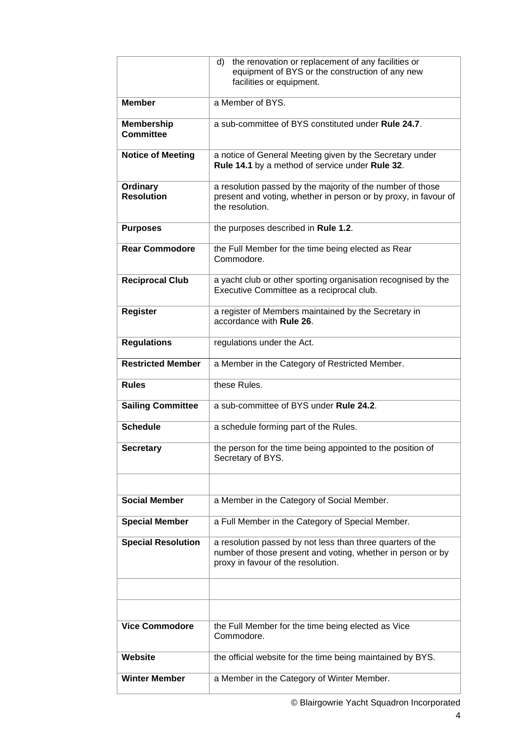| | |
|---|---|
| | d) the renovation or replacement of any facilities or equipment of BYS or the construction of any new facilities or equipment. |
| **Member** | a Member of BYS. |
| **Membership Committee** | a sub-committee of BYS constituted under **Rule 24.7**. |
| **Notice of Meeting** | a notice of General Meeting given by the Secretary under **Rule 14.1** by a method of service under **Rule 32**. |
| **Ordinary Resolution** | a resolution passed by the majority of the number of those present and voting, whether in person or by proxy, in favour of the resolution. |
| **Purposes** | the purposes described in **Rule 1.2**. |
| **Rear Commodore** | the Full Member for the time being elected as Rear Commodore. |
| **Reciprocal Club** | a yacht club or other sporting organisation recognised by the Executive Committee as a reciprocal club. |
| **Register** | a register of Members maintained by the Secretary in accordance with **Rule 26**. |
| **Regulations** | regulations under the Act. |
| **Restricted Member** | a Member in the Category of Restricted Member. |
| **Rules** | these Rules. |
| **Sailing Committee** | a sub-committee of BYS under **Rule 24.2**. |
| **Schedule** | a schedule forming part of the Rules. |
| **Secretary** | the person for the time being appointed to the position of Secretary of BYS. |
| | |
| **Social Member** | a Member in the Category of Social Member. |
| **Special Member** | a Full Member in the Category of Special Member. |
| **Special Resolution** | a resolution passed by not less than three quarters of the number of those present and voting, whether in person or by proxy in favour of the resolution. |
| | |
| | |
| **Vice Commodore** | the Full Member for the time being elected as Vice Commodore. |
| **Website** | the official website for the time being maintained by BYS. |
| **Winter Member** | a Member in the Category of Winter Member. |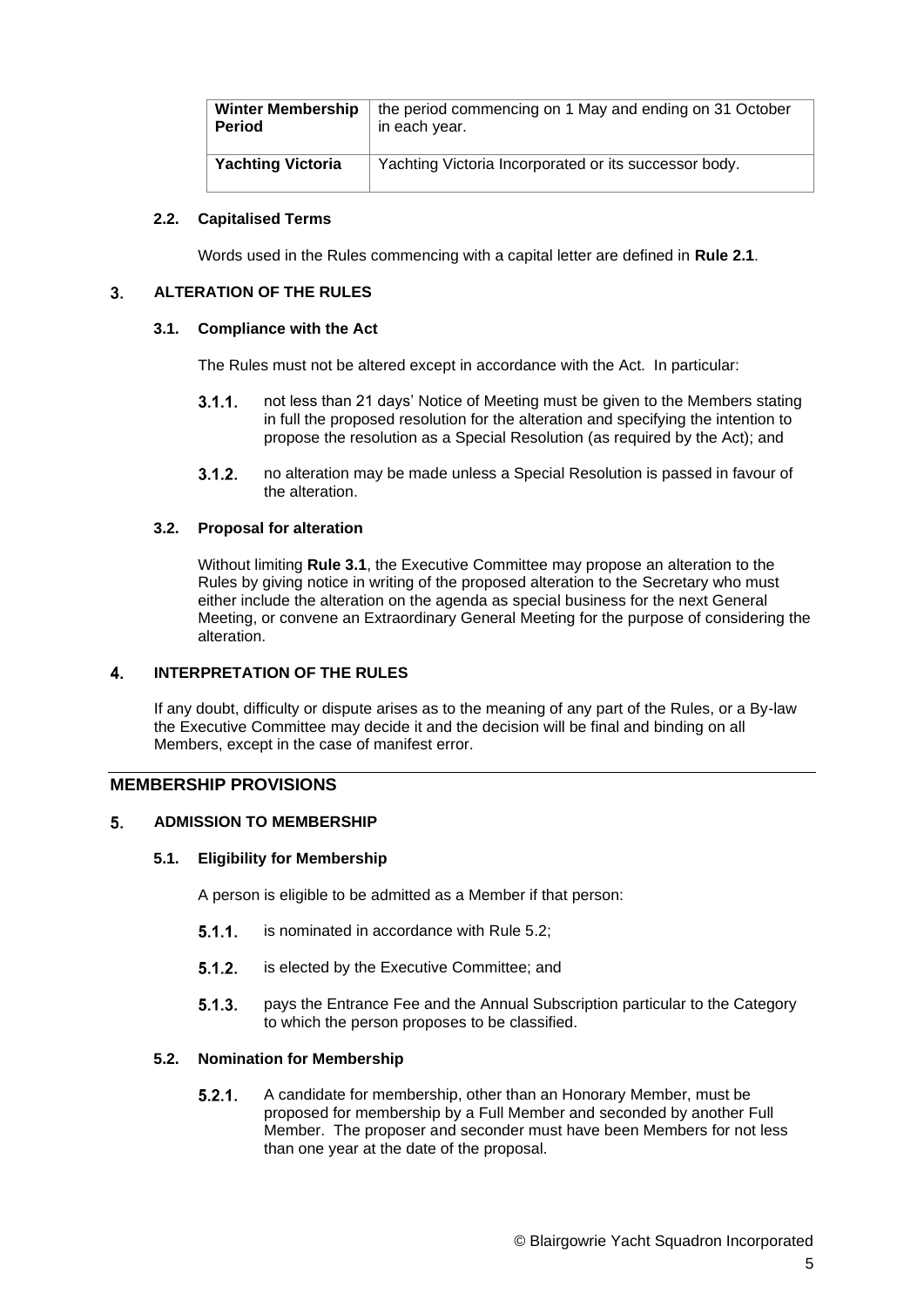| Winter Membership Period | the period commencing on 1 May and ending on 31 October in each year. |
|---|---|
| **Yachting Victoria** | Yachting Victoria Incorporated or its successor body. |

#### 2.2. Capitalised Terms

Words used in the Rules commencing with a capital letter are defined in **Rule 2.1**.

### 3. ALTERATION OF THE RULES

#### 3.1. Compliance with the Act

The Rules must not be altered except in accordance with the Act. In particular:

3.1.1. not less than 21 days' Notice of Meeting must be given to the Members stating in full the proposed resolution for the alteration and specifying the intention to propose the resolution as a Special Resolution (as required by the Act); and

3.1.2. no alteration may be made unless a Special Resolution is passed in favour of the alteration.

#### 3.2. Proposal for alteration

Without limiting **Rule 3.1**, the Executive Committee may propose an alteration to the Rules by giving notice in writing of the proposed alteration to the Secretary who must either include the alteration on the agenda as special business for the next General Meeting, or convene an Extraordinary General Meeting for the purpose of considering the alteration.

### 4. INTERPRETATION OF THE RULES

If any doubt, difficulty or dispute arises as to the meaning of any part of the Rules, or a By-law the Executive Committee may decide it and the decision will be final and binding on all Members, except in the case of manifest error.

## MEMBERSHIP PROVISIONS

### 5. ADMISSION TO MEMBERSHIP

#### 5.1. Eligibility for Membership

A person is eligible to be admitted as a Member if that person:

5.1.1. is nominated in accordance with Rule 5.2;

5.1.2. is elected by the Executive Committee; and

5.1.3. pays the Entrance Fee and the Annual Subscription particular to the Category to which the person proposes to be classified.

#### 5.2. Nomination for Membership

5.2.1. A candidate for membership, other than an Honorary Member, must be proposed for membership by a Full Member and seconded by another Full Member. The proposer and seconder must have been Members for not less than one year at the date of the proposal.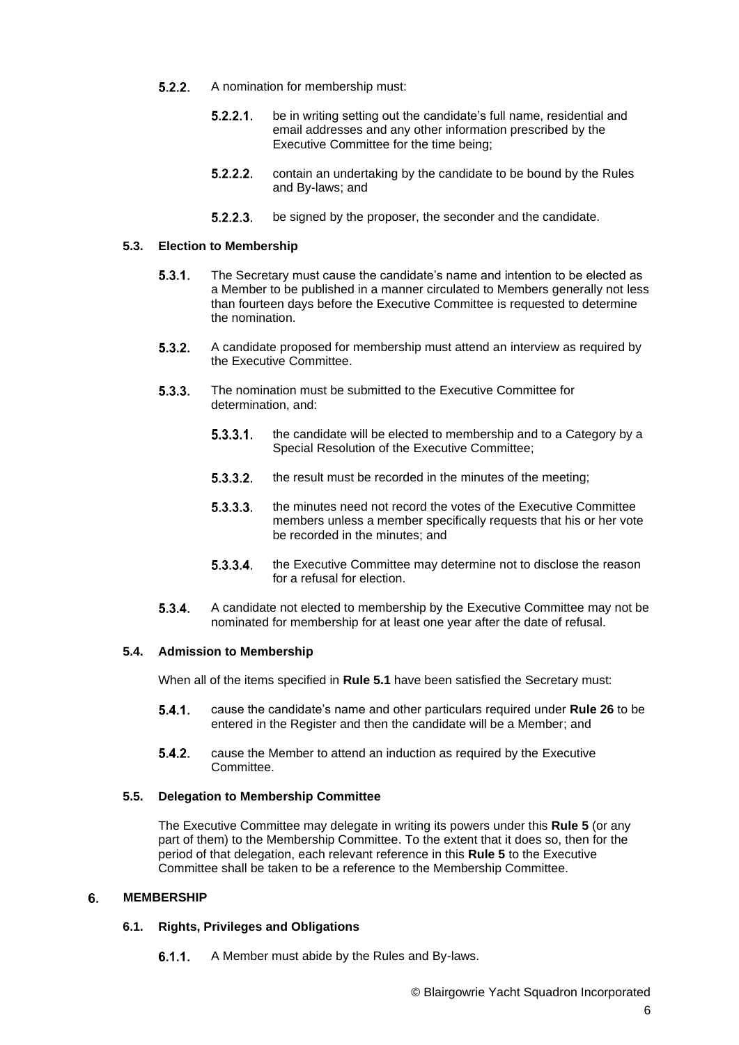5.2.2. A nomination for membership must:

5.2.2.1. be in writing setting out the candidate's full name, residential and email addresses and any other information prescribed by the Executive Committee for the time being;

5.2.2.2. contain an undertaking by the candidate to be bound by the Rules and By-laws; and

5.2.2.3. be signed by the proposer, the seconder and the candidate.

### 5.3. Election to Membership

5.3.1. The Secretary must cause the candidate's name and intention to be elected as a Member to be published in a manner circulated to Members generally not less than fourteen days before the Executive Committee is requested to determine the nomination.

5.3.2. A candidate proposed for membership must attend an interview as required by the Executive Committee.

5.3.3. The nomination must be submitted to the Executive Committee for determination, and:

5.3.3.1. the candidate will be elected to membership and to a Category by a Special Resolution of the Executive Committee;

5.3.3.2. the result must be recorded in the minutes of the meeting;

5.3.3.3. the minutes need not record the votes of the Executive Committee members unless a member specifically requests that his or her vote be recorded in the minutes; and

5.3.3.4. the Executive Committee may determine not to disclose the reason for a refusal for election.

5.3.4. A candidate not elected to membership by the Executive Committee may not be nominated for membership for at least one year after the date of refusal.

### 5.4. Admission to Membership

When all of the items specified in **Rule 5.1** have been satisfied the Secretary must:

5.4.1. cause the candidate's name and other particulars required under **Rule 26** to be entered in the Register and then the candidate will be a Member; and

5.4.2. cause the Member to attend an induction as required by the Executive Committee.

### 5.5. Delegation to Membership Committee

The Executive Committee may delegate in writing its powers under this **Rule 5** (or any part of them) to the Membership Committee. To the extent that it does so, then for the period of that delegation, each relevant reference in this **Rule 5** to the Executive Committee shall be taken to be a reference to the Membership Committee.

## 6. MEMBERSHIP

### 6.1. Rights, Privileges and Obligations

6.1.1. A Member must abide by the Rules and By-laws.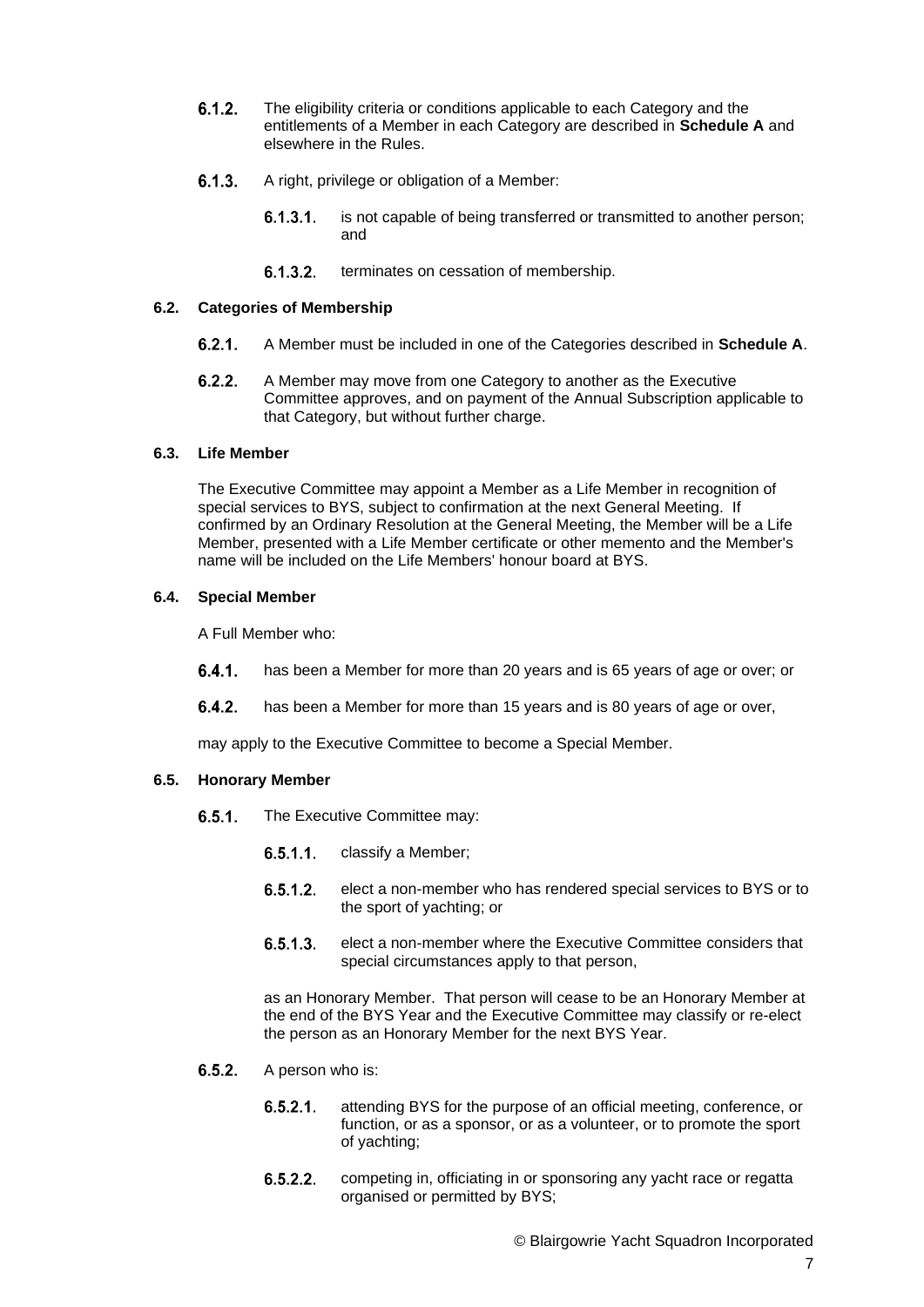6.1.2. The eligibility criteria or conditions applicable to each Category and the entitlements of a Member in each Category are described in **Schedule A** and elsewhere in the Rules.

6.1.3. A right, privilege or obligation of a Member:

6.1.3.1. is not capable of being transferred or transmitted to another person; and

6.1.3.2. terminates on cessation of membership.

### 6.2. Categories of Membership

6.2.1. A Member must be included in one of the Categories described in **Schedule A**.

6.2.2. A Member may move from one Category to another as the Executive Committee approves, and on payment of the Annual Subscription applicable to that Category, but without further charge.

### 6.3. Life Member

The Executive Committee may appoint a Member as a Life Member in recognition of special services to BYS, subject to confirmation at the next General Meeting. If confirmed by an Ordinary Resolution at the General Meeting, the Member will be a Life Member, presented with a Life Member certificate or other memento and the Member's name will be included on the Life Members' honour board at BYS.

### 6.4. Special Member

A Full Member who:

6.4.1. has been a Member for more than 20 years and is 65 years of age or over; or

6.4.2. has been a Member for more than 15 years and is 80 years of age or over,

may apply to the Executive Committee to become a Special Member.

### 6.5. Honorary Member

6.5.1. The Executive Committee may:

6.5.1.1. classify a Member;

6.5.1.2. elect a non-member who has rendered special services to BYS or to the sport of yachting; or

6.5.1.3. elect a non-member where the Executive Committee considers that special circumstances apply to that person,

as an Honorary Member. That person will cease to be an Honorary Member at the end of the BYS Year and the Executive Committee may classify or re-elect the person as an Honorary Member for the next BYS Year.

6.5.2. A person who is:

6.5.2.1. attending BYS for the purpose of an official meeting, conference, or function, or as a sponsor, or as a volunteer, or to promote the sport of yachting;

6.5.2.2. competing in, officiating in or sponsoring any yacht race or regatta organised or permitted by BYS;

© Blairgowrie Yacht Squadron Incorporated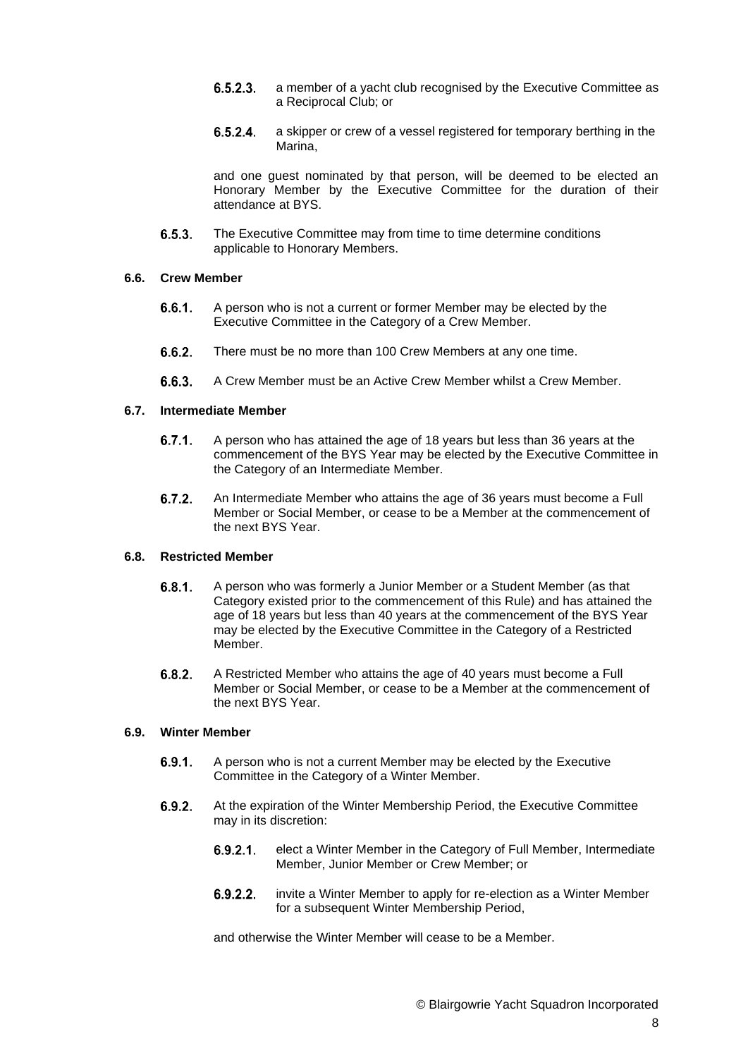6.5.2.3. a member of a yacht club recognised by the Executive Committee as a Reciprocal Club; or

6.5.2.4. a skipper or crew of a vessel registered for temporary berthing in the Marina,

and one guest nominated by that person, will be deemed to be elected an Honorary Member by the Executive Committee for the duration of their attendance at BYS.

6.5.3. The Executive Committee may from time to time determine conditions applicable to Honorary Members.

**6.6. Crew Member**

6.6.1. A person who is not a current or former Member may be elected by the Executive Committee in the Category of a Crew Member.

6.6.2. There must be no more than 100 Crew Members at any one time.

6.6.3. A Crew Member must be an Active Crew Member whilst a Crew Member.

**6.7. Intermediate Member**

6.7.1. A person who has attained the age of 18 years but less than 36 years at the commencement of the BYS Year may be elected by the Executive Committee in the Category of an Intermediate Member.

6.7.2. An Intermediate Member who attains the age of 36 years must become a Full Member or Social Member, or cease to be a Member at the commencement of the next BYS Year.

**6.8. Restricted Member**

6.8.1. A person who was formerly a Junior Member or a Student Member (as that Category existed prior to the commencement of this Rule) and has attained the age of 18 years but less than 40 years at the commencement of the BYS Year may be elected by the Executive Committee in the Category of a Restricted Member.

6.8.2. A Restricted Member who attains the age of 40 years must become a Full Member or Social Member, or cease to be a Member at the commencement of the next BYS Year.

**6.9. Winter Member**

6.9.1. A person who is not a current Member may be elected by the Executive Committee in the Category of a Winter Member.

6.9.2. At the expiration of the Winter Membership Period, the Executive Committee may in its discretion:

6.9.2.1. elect a Winter Member in the Category of Full Member, Intermediate Member, Junior Member or Crew Member; or

6.9.2.2. invite a Winter Member to apply for re-election as a Winter Member for a subsequent Winter Membership Period,

and otherwise the Winter Member will cease to be a Member.

© Blairgowrie Yacht Squadron Incorporated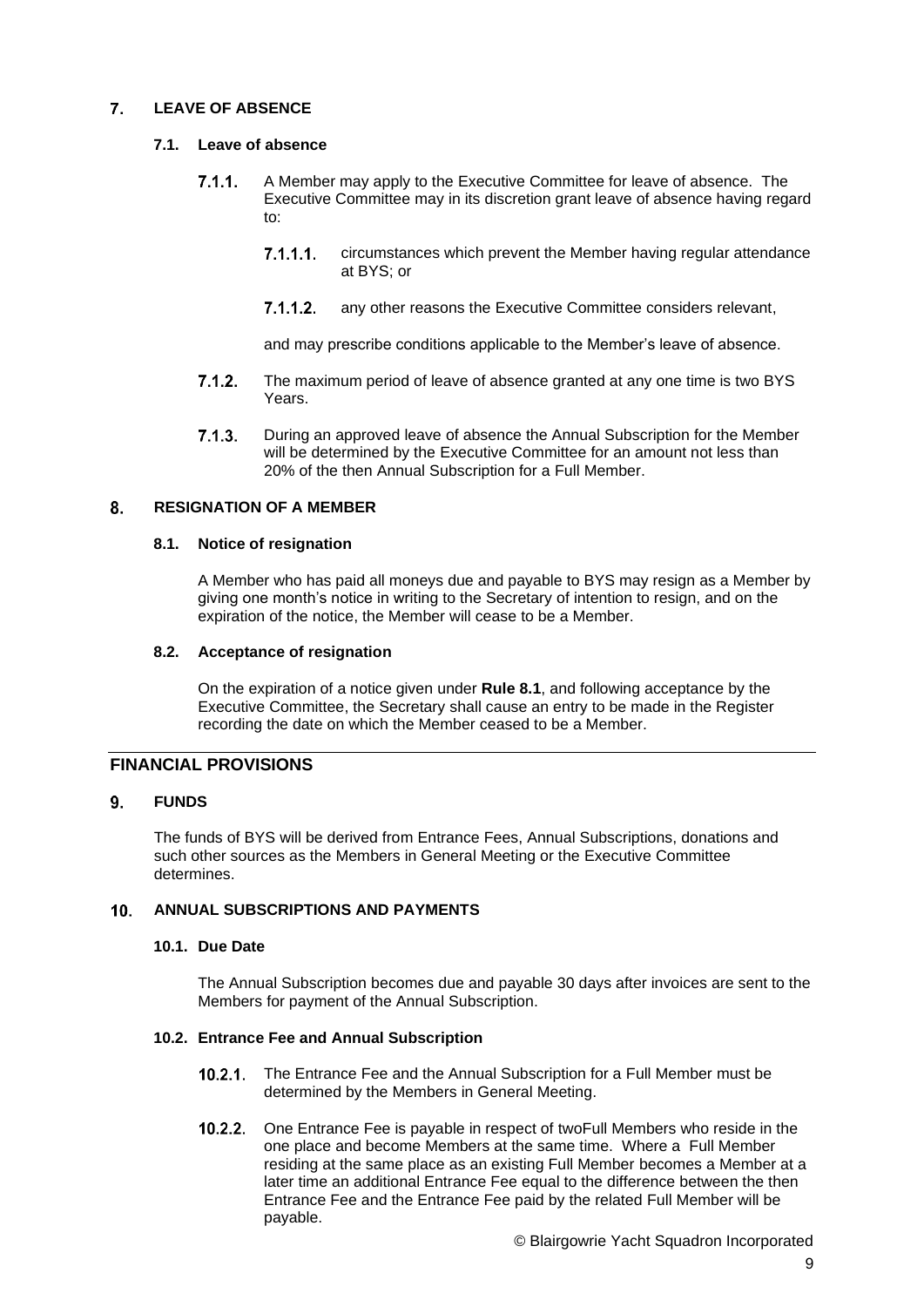## 7. LEAVE OF ABSENCE

### 7.1. Leave of absence

7.1.1. A Member may apply to the Executive Committee for leave of absence. The Executive Committee may in its discretion grant leave of absence having regard to:

7.1.1.1. circumstances which prevent the Member having regular attendance at BYS; or

7.1.1.2. any other reasons the Executive Committee considers relevant,

and may prescribe conditions applicable to the Member's leave of absence.

7.1.2. The maximum period of leave of absence granted at any one time is two BYS Years.

7.1.3. During an approved leave of absence the Annual Subscription for the Member will be determined by the Executive Committee for an amount not less than 20% of the then Annual Subscription for a Full Member.

## 8. RESIGNATION OF A MEMBER

### 8.1. Notice of resignation

A Member who has paid all moneys due and payable to BYS may resign as a Member by giving one month's notice in writing to the Secretary of intention to resign, and on the expiration of the notice, the Member will cease to be a Member.

### 8.2. Acceptance of resignation

On the expiration of a notice given under **Rule 8.1**, and following acceptance by the Executive Committee, the Secretary shall cause an entry to be made in the Register recording the date on which the Member ceased to be a Member.

# FINANCIAL PROVISIONS

## 9. FUNDS

The funds of BYS will be derived from Entrance Fees, Annual Subscriptions, donations and such other sources as the Members in General Meeting or the Executive Committee determines.

## 10. ANNUAL SUBSCRIPTIONS AND PAYMENTS

### 10.1. Due Date

The Annual Subscription becomes due and payable 30 days after invoices are sent to the Members for payment of the Annual Subscription.

### 10.2. Entrance Fee and Annual Subscription

10.2.1. The Entrance Fee and the Annual Subscription for a Full Member must be determined by the Members in General Meeting.

10.2.2. One Entrance Fee is payable in respect of twoFull Members who reside in the one place and become Members at the same time. Where a Full Member residing at the same place as an existing Full Member becomes a Member at a later time an additional Entrance Fee equal to the difference between the then Entrance Fee and the Entrance Fee paid by the related Full Member will be payable.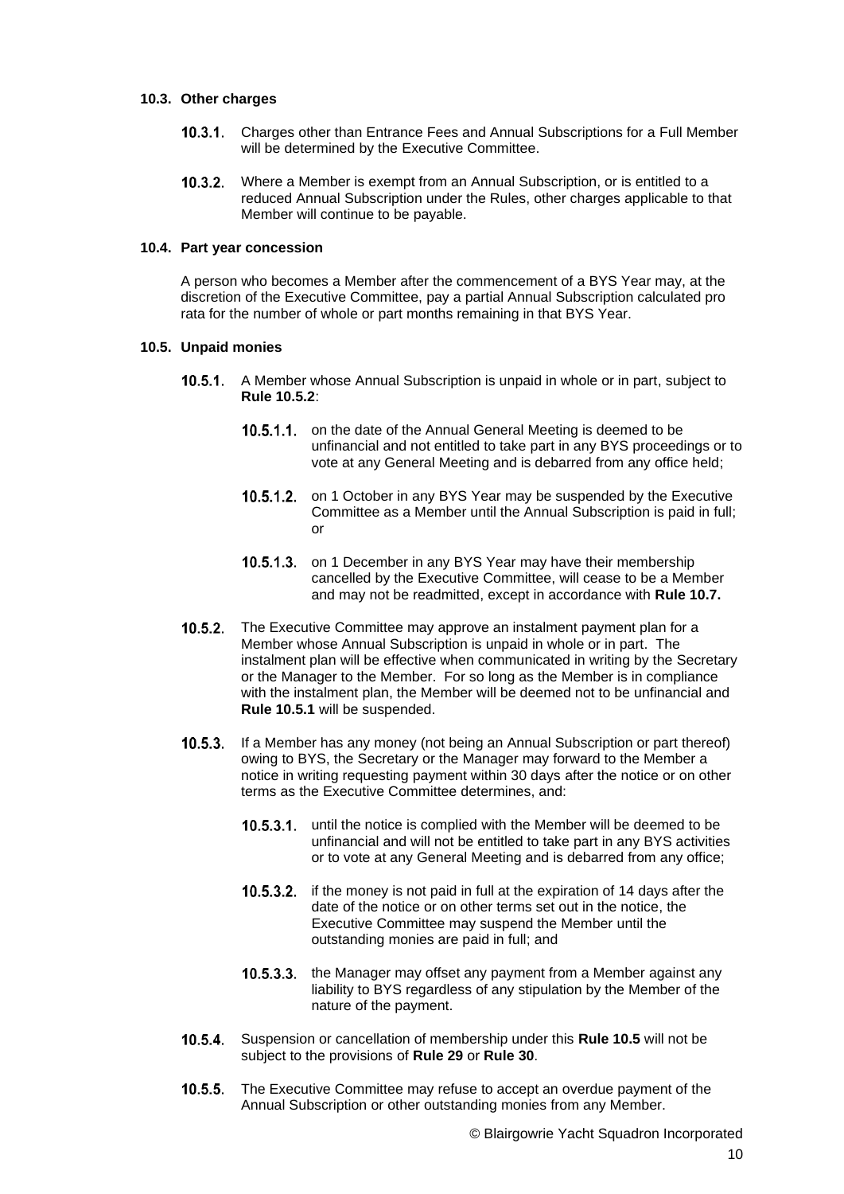### 10.3. Other charges

**10.3.1.** Charges other than Entrance Fees and Annual Subscriptions for a Full Member will be determined by the Executive Committee.

**10.3.2.** Where a Member is exempt from an Annual Subscription, or is entitled to a reduced Annual Subscription under the Rules, other charges applicable to that Member will continue to be payable.

### 10.4. Part year concession

A person who becomes a Member after the commencement of a BYS Year may, at the discretion of the Executive Committee, pay a partial Annual Subscription calculated pro rata for the number of whole or part months remaining in that BYS Year.

### 10.5. Unpaid monies

**10.5.1.** A Member whose Annual Subscription is unpaid in whole or in part, subject to **Rule 10.5.2**:

**10.5.1.1.** on the date of the Annual General Meeting is deemed to be unfinancial and not entitled to take part in any BYS proceedings or to vote at any General Meeting and is debarred from any office held;

**10.5.1.2.** on 1 October in any BYS Year may be suspended by the Executive Committee as a Member until the Annual Subscription is paid in full; or

**10.5.1.3.** on 1 December in any BYS Year may have their membership cancelled by the Executive Committee, will cease to be a Member and may not be readmitted, except in accordance with **Rule 10.7.**

**10.5.2.** The Executive Committee may approve an instalment payment plan for a Member whose Annual Subscription is unpaid in whole or in part. The instalment plan will be effective when communicated in writing by the Secretary or the Manager to the Member. For so long as the Member is in compliance with the instalment plan, the Member will be deemed not to be unfinancial and **Rule 10.5.1** will be suspended.

**10.5.3.** If a Member has any money (not being an Annual Subscription or part thereof) owing to BYS, the Secretary or the Manager may forward to the Member a notice in writing requesting payment within 30 days after the notice or on other terms as the Executive Committee determines, and:

**10.5.3.1.** until the notice is complied with the Member will be deemed to be unfinancial and will not be entitled to take part in any BYS activities or to vote at any General Meeting and is debarred from any office;

**10.5.3.2.** if the money is not paid in full at the expiration of 14 days after the date of the notice or on other terms set out in the notice, the Executive Committee may suspend the Member until the outstanding monies are paid in full; and

**10.5.3.3.** the Manager may offset any payment from a Member against any liability to BYS regardless of any stipulation by the Member of the nature of the payment.

**10.5.4.** Suspension or cancellation of membership under this **Rule 10.5** will not be subject to the provisions of **Rule 29** or **Rule 30**.

**10.5.5.** The Executive Committee may refuse to accept an overdue payment of the Annual Subscription or other outstanding monies from any Member.

© Blairgowrie Yacht Squadron Incorporated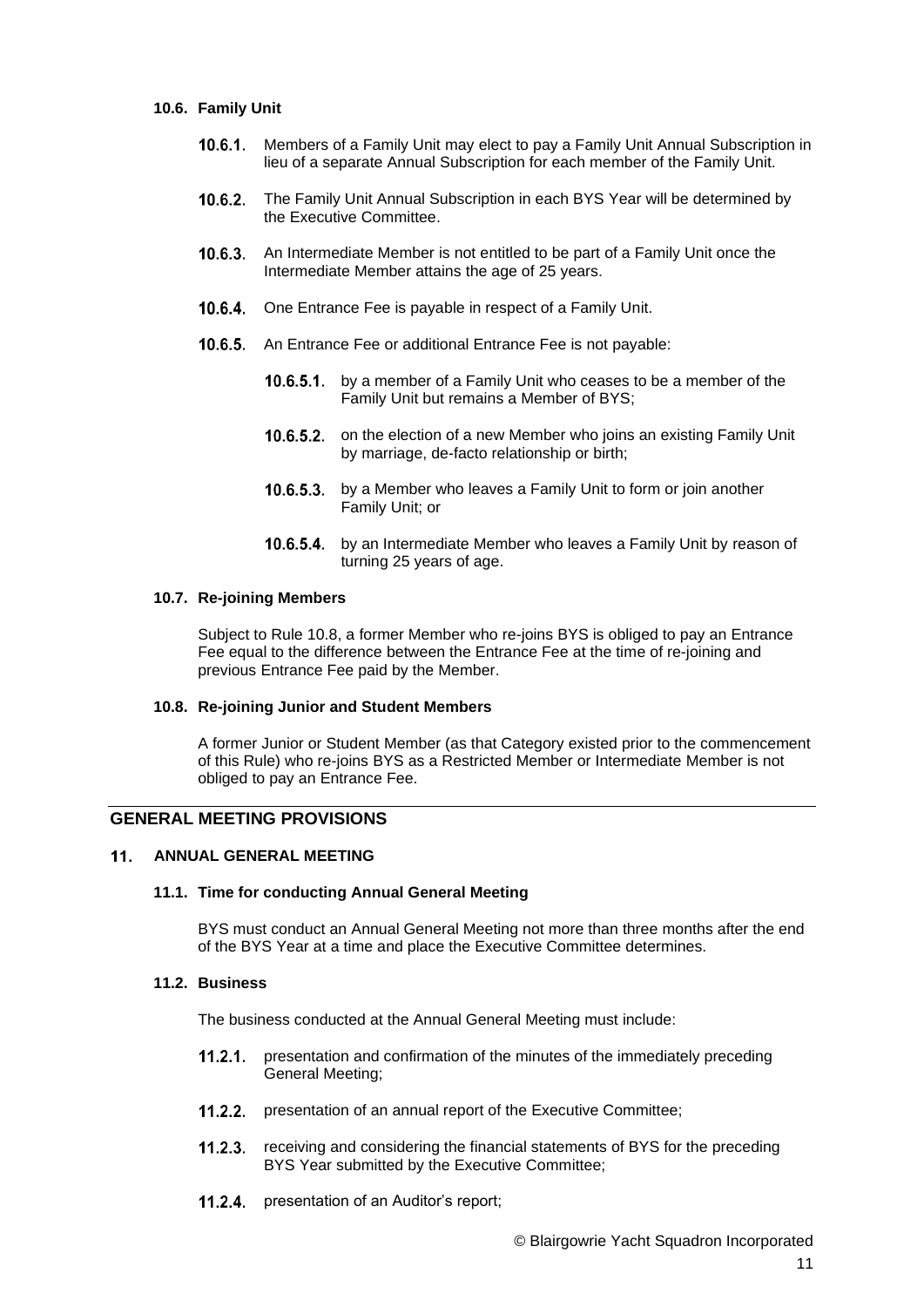#### 10.6. Family Unit

**10.6.1.** Members of a Family Unit may elect to pay a Family Unit Annual Subscription in lieu of a separate Annual Subscription for each member of the Family Unit.

**10.6.2.** The Family Unit Annual Subscription in each BYS Year will be determined by the Executive Committee.

**10.6.3.** An Intermediate Member is not entitled to be part of a Family Unit once the Intermediate Member attains the age of 25 years.

**10.6.4.** One Entrance Fee is payable in respect of a Family Unit.

**10.6.5.** An Entrance Fee or additional Entrance Fee is not payable:

- **10.6.5.1.** by a member of a Family Unit who ceases to be a member of the Family Unit but remains a Member of BYS;
- **10.6.5.2.** on the election of a new Member who joins an existing Family Unit by marriage, de-facto relationship or birth;
- **10.6.5.3.** by a Member who leaves a Family Unit to form or join another Family Unit; or
- **10.6.5.4.** by an Intermediate Member who leaves a Family Unit by reason of turning 25 years of age.

#### 10.7. Re-joining Members

Subject to Rule 10.8, a former Member who re-joins BYS is obliged to pay an Entrance Fee equal to the difference between the Entrance Fee at the time of re-joining and previous Entrance Fee paid by the Member.

#### 10.8. Re-joining Junior and Student Members

A former Junior or Student Member (as that Category existed prior to the commencement of this Rule) who re-joins BYS as a Restricted Member or Intermediate Member is not obliged to pay an Entrance Fee.

## GENERAL MEETING PROVISIONS

### 11. ANNUAL GENERAL MEETING

#### 11.1. Time for conducting Annual General Meeting

BYS must conduct an Annual General Meeting not more than three months after the end of the BYS Year at a time and place the Executive Committee determines.

#### 11.2. Business

The business conducted at the Annual General Meeting must include:

**11.2.1.** presentation and confirmation of the minutes of the immediately preceding General Meeting;

**11.2.2.** presentation of an annual report of the Executive Committee;

**11.2.3.** receiving and considering the financial statements of BYS for the preceding BYS Year submitted by the Executive Committee;

**11.2.4.** presentation of an Auditor's report;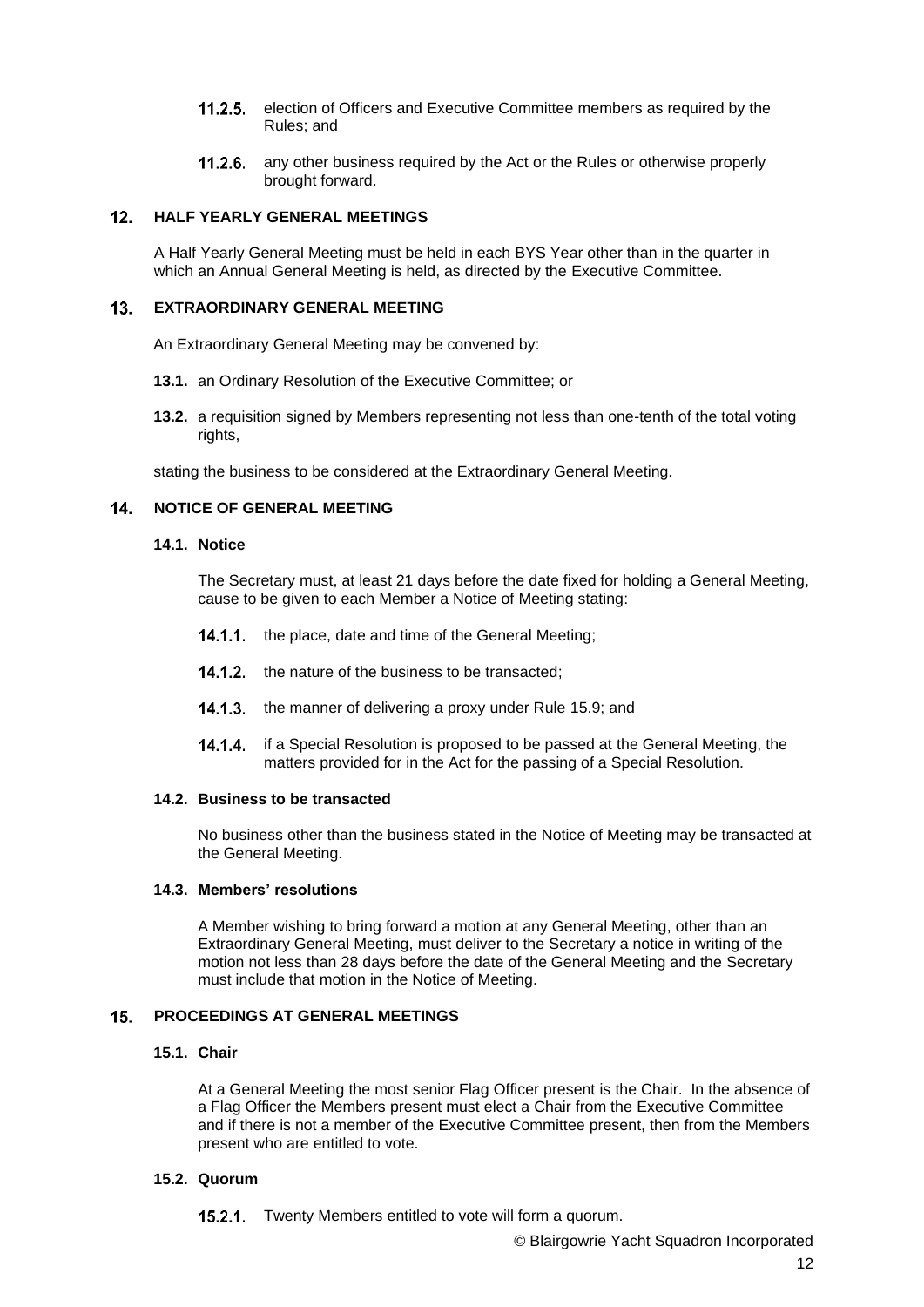11.2.5. election of Officers and Executive Committee members as required by the Rules; and

11.2.6. any other business required by the Act or the Rules or otherwise properly brought forward.

## 12. HALF YEARLY GENERAL MEETINGS

A Half Yearly General Meeting must be held in each BYS Year other than in the quarter in which an Annual General Meeting is held, as directed by the Executive Committee.

## 13. EXTRAORDINARY GENERAL MEETING

An Extraordinary General Meeting may be convened by:

**13.1.** an Ordinary Resolution of the Executive Committee; or

**13.2.** a requisition signed by Members representing not less than one-tenth of the total voting rights,

stating the business to be considered at the Extraordinary General Meeting.

## 14. NOTICE OF GENERAL MEETING

### 14.1. Notice

The Secretary must, at least 21 days before the date fixed for holding a General Meeting, cause to be given to each Member a Notice of Meeting stating:

14.1.1. the place, date and time of the General Meeting;

14.1.2. the nature of the business to be transacted;

14.1.3. the manner of delivering a proxy under Rule 15.9; and

14.1.4. if a Special Resolution is proposed to be passed at the General Meeting, the matters provided for in the Act for the passing of a Special Resolution.

### 14.2. Business to be transacted

No business other than the business stated in the Notice of Meeting may be transacted at the General Meeting.

### 14.3. Members' resolutions

A Member wishing to bring forward a motion at any General Meeting, other than an Extraordinary General Meeting, must deliver to the Secretary a notice in writing of the motion not less than 28 days before the date of the General Meeting and the Secretary must include that motion in the Notice of Meeting.

## 15. PROCEEDINGS AT GENERAL MEETINGS

### 15.1. Chair

At a General Meeting the most senior Flag Officer present is the Chair. In the absence of a Flag Officer the Members present must elect a Chair from the Executive Committee and if there is not a member of the Executive Committee present, then from the Members present who are entitled to vote.

### 15.2. Quorum

15.2.1. Twenty Members entitled to vote will form a quorum.

© Blairgowrie Yacht Squadron Incorporated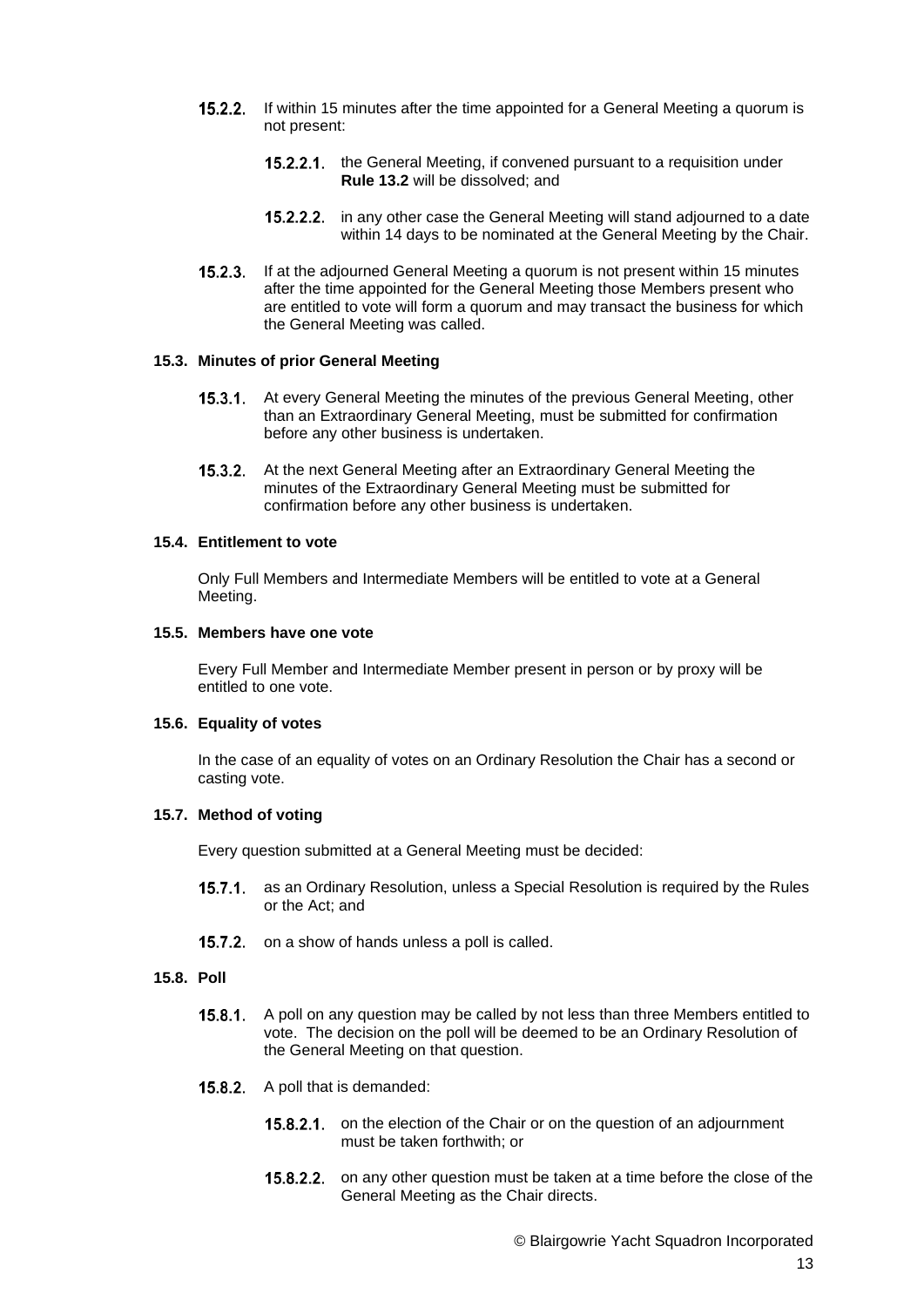15.2.2. If within 15 minutes after the time appointed for a General Meeting a quorum is not present:

15.2.2.1. the General Meeting, if convened pursuant to a requisition under **Rule 13.2** will be dissolved; and

15.2.2.2. in any other case the General Meeting will stand adjourned to a date within 14 days to be nominated at the General Meeting by the Chair.

15.2.3. If at the adjourned General Meeting a quorum is not present within 15 minutes after the time appointed for the General Meeting those Members present who are entitled to vote will form a quorum and may transact the business for which the General Meeting was called.

**15.3. Minutes of prior General Meeting**

15.3.1. At every General Meeting the minutes of the previous General Meeting, other than an Extraordinary General Meeting, must be submitted for confirmation before any other business is undertaken.

15.3.2. At the next General Meeting after an Extraordinary General Meeting the minutes of the Extraordinary General Meeting must be submitted for confirmation before any other business is undertaken.

**15.4. Entitlement to vote**

Only Full Members and Intermediate Members will be entitled to vote at a General Meeting.

**15.5. Members have one vote**

Every Full Member and Intermediate Member present in person or by proxy will be entitled to one vote.

**15.6. Equality of votes**

In the case of an equality of votes on an Ordinary Resolution the Chair has a second or casting vote.

**15.7. Method of voting**

Every question submitted at a General Meeting must be decided:

15.7.1. as an Ordinary Resolution, unless a Special Resolution is required by the Rules or the Act; and

15.7.2. on a show of hands unless a poll is called.

**15.8. Poll**

15.8.1. A poll on any question may be called by not less than three Members entitled to vote. The decision on the poll will be deemed to be an Ordinary Resolution of the General Meeting on that question.

15.8.2. A poll that is demanded:

15.8.2.1. on the election of the Chair or on the question of an adjournment must be taken forthwith; or

15.8.2.2. on any other question must be taken at a time before the close of the General Meeting as the Chair directs.

© Blairgowrie Yacht Squadron Incorporated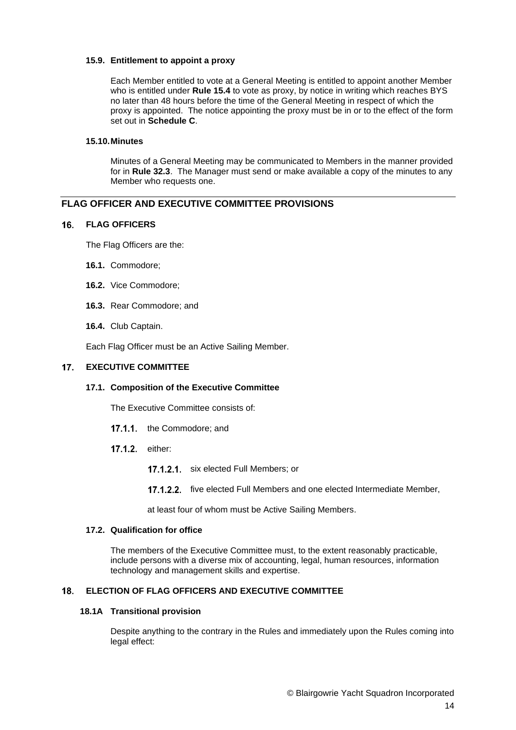### 15.9. Entitlement to appoint a proxy

Each Member entitled to vote at a General Meeting is entitled to appoint another Member who is entitled under **Rule 15.4** to vote as proxy, by notice in writing which reaches BYS no later than 48 hours before the time of the General Meeting in respect of which the proxy is appointed. The notice appointing the proxy must be in or to the effect of the form set out in **Schedule C**.

### 15.10. Minutes

Minutes of a General Meeting may be communicated to Members in the manner provided for in **Rule 32.3**. The Manager must send or make available a copy of the minutes to any Member who requests one.

---

## FLAG OFFICER AND EXECUTIVE COMMITTEE PROVISIONS

### 16. FLAG OFFICERS

The Flag Officers are the:

**16.1.** Commodore;

**16.2.** Vice Commodore;

**16.3.** Rear Commodore; and

**16.4.** Club Captain.

Each Flag Officer must be an Active Sailing Member.

### 17. EXECUTIVE COMMITTEE

#### 17.1. Composition of the Executive Committee

The Executive Committee consists of:

**17.1.1.** the Commodore; and

**17.1.2.** either:

**17.1.2.1.** six elected Full Members; or

**17.1.2.2.** five elected Full Members and one elected Intermediate Member,

at least four of whom must be Active Sailing Members.

#### 17.2. Qualification for office

The members of the Executive Committee must, to the extent reasonably practicable, include persons with a diverse mix of accounting, legal, human resources, information technology and management skills and expertise.

### 18. ELECTION OF FLAG OFFICERS AND EXECUTIVE COMMITTEE

#### 18.1A Transitional provision

Despite anything to the contrary in the Rules and immediately upon the Rules coming into legal effect: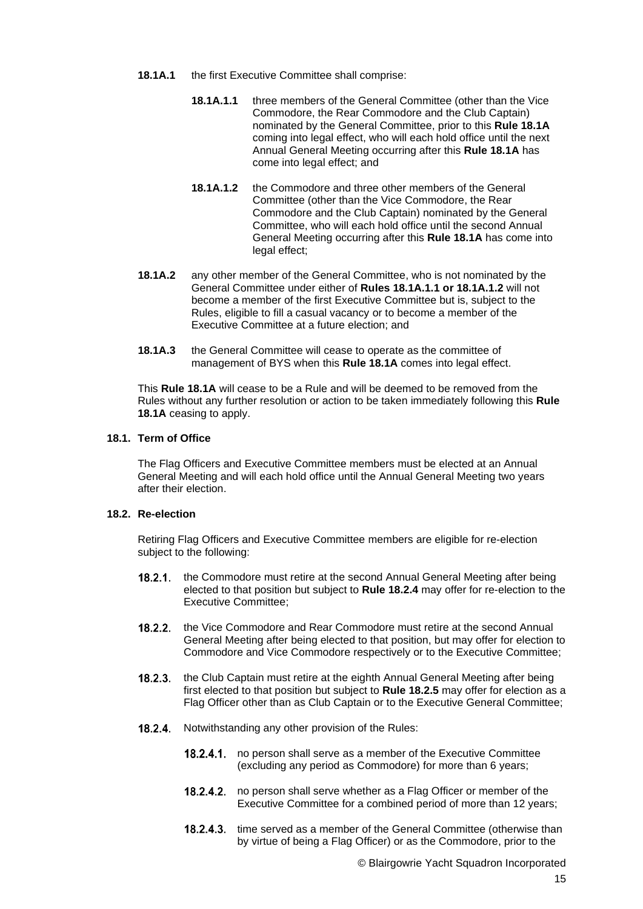**18.1A.1** the first Executive Committee shall comprise:

> **18.1A.1.1** three members of the General Committee (other than the Vice Commodore, the Rear Commodore and the Club Captain) nominated by the General Committee, prior to this **Rule 18.1A** coming into legal effect, who will each hold office until the next Annual General Meeting occurring after this **Rule 18.1A** has come into legal effect; and
>
> **18.1A.1.2** the Commodore and three other members of the General Committee (other than the Vice Commodore, the Rear Commodore and the Club Captain) nominated by the General Committee, who will each hold office until the second Annual General Meeting occurring after this **Rule 18.1A** has come into legal effect;

**18.1A.2** any other member of the General Committee, who is not nominated by the General Committee under either of **Rules 18.1A.1.1 or 18.1A.1.2** will not become a member of the first Executive Committee but is, subject to the Rules, eligible to fill a casual vacancy or to become a member of the Executive Committee at a future election; and

**18.1A.3** the General Committee will cease to operate as the committee of management of BYS when this **Rule 18.1A** comes into legal effect.

This **Rule 18.1A** will cease to be a Rule and will be deemed to be removed from the Rules without any further resolution or action to be taken immediately following this **Rule 18.1A** ceasing to apply.

**18.1. Term of Office**

The Flag Officers and Executive Committee members must be elected at an Annual General Meeting and will each hold office until the Annual General Meeting two years after their election.

**18.2. Re-election**

Retiring Flag Officers and Executive Committee members are eligible for re-election subject to the following:

**18.2.1.** the Commodore must retire at the second Annual General Meeting after being elected to that position but subject to **Rule 18.2.4** may offer for re-election to the Executive Committee;

**18.2.2.** the Vice Commodore and Rear Commodore must retire at the second Annual General Meeting after being elected to that position, but may offer for election to Commodore and Vice Commodore respectively or to the Executive Committee;

**18.2.3.** the Club Captain must retire at the eighth Annual General Meeting after being first elected to that position but subject to **Rule 18.2.5** may offer for election as a Flag Officer other than as Club Captain or to the Executive General Committee;

**18.2.4.** Notwithstanding any other provision of the Rules:

> **18.2.4.1.** no person shall serve as a member of the Executive Committee (excluding any period as Commodore) for more than 6 years;
>
> **18.2.4.2.** no person shall serve whether as a Flag Officer or member of the Executive Committee for a combined period of more than 12 years;
>
> **18.2.4.3.** time served as a member of the General Committee (otherwise than by virtue of being a Flag Officer) or as the Commodore, prior to the

© Blairgowrie Yacht Squadron Incorporated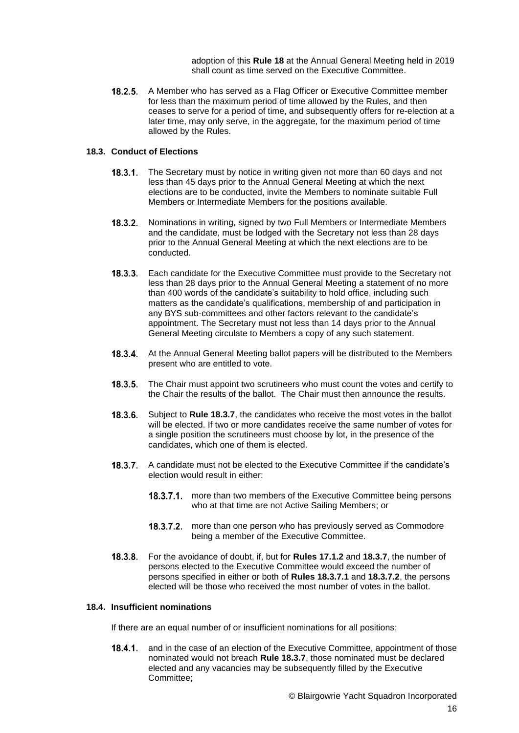adoption of this **Rule 18** at the Annual General Meeting held in 2019 shall count as time served on the Executive Committee.

18.2.5. A Member who has served as a Flag Officer or Executive Committee member for less than the maximum period of time allowed by the Rules, and then ceases to serve for a period of time, and subsequently offers for re-election at a later time, may only serve, in the aggregate, for the maximum period of time allowed by the Rules.

**18.3. Conduct of Elections**

18.3.1. The Secretary must by notice in writing given not more than 60 days and not less than 45 days prior to the Annual General Meeting at which the next elections are to be conducted, invite the Members to nominate suitable Full Members or Intermediate Members for the positions available.

18.3.2. Nominations in writing, signed by two Full Members or Intermediate Members and the candidate, must be lodged with the Secretary not less than 28 days prior to the Annual General Meeting at which the next elections are to be conducted.

18.3.3. Each candidate for the Executive Committee must provide to the Secretary not less than 28 days prior to the Annual General Meeting a statement of no more than 400 words of the candidate's suitability to hold office, including such matters as the candidate's qualifications, membership of and participation in any BYS sub-committees and other factors relevant to the candidate's appointment. The Secretary must not less than 14 days prior to the Annual General Meeting circulate to Members a copy of any such statement.

18.3.4. At the Annual General Meeting ballot papers will be distributed to the Members present who are entitled to vote.

18.3.5. The Chair must appoint two scrutineers who must count the votes and certify to the Chair the results of the ballot. The Chair must then announce the results.

18.3.6. Subject to **Rule 18.3.7**, the candidates who receive the most votes in the ballot will be elected. If two or more candidates receive the same number of votes for a single position the scrutineers must choose by lot, in the presence of the candidates, which one of them is elected.

18.3.7. A candidate must not be elected to the Executive Committee if the candidate's election would result in either:

18.3.7.1. more than two members of the Executive Committee being persons who at that time are not Active Sailing Members; or

18.3.7.2. more than one person who has previously served as Commodore being a member of the Executive Committee.

18.3.8. For the avoidance of doubt, if, but for **Rules 17.1.2** and **18.3.7**, the number of persons elected to the Executive Committee would exceed the number of persons specified in either or both of **Rules 18.3.7.1** and **18.3.7.2**, the persons elected will be those who received the most number of votes in the ballot.

**18.4. Insufficient nominations**

If there are an equal number of or insufficient nominations for all positions:

18.4.1. and in the case of an election of the Executive Committee, appointment of those nominated would not breach **Rule 18.3.7**, those nominated must be declared elected and any vacancies may be subsequently filled by the Executive Committee;

© Blairgowrie Yacht Squadron Incorporated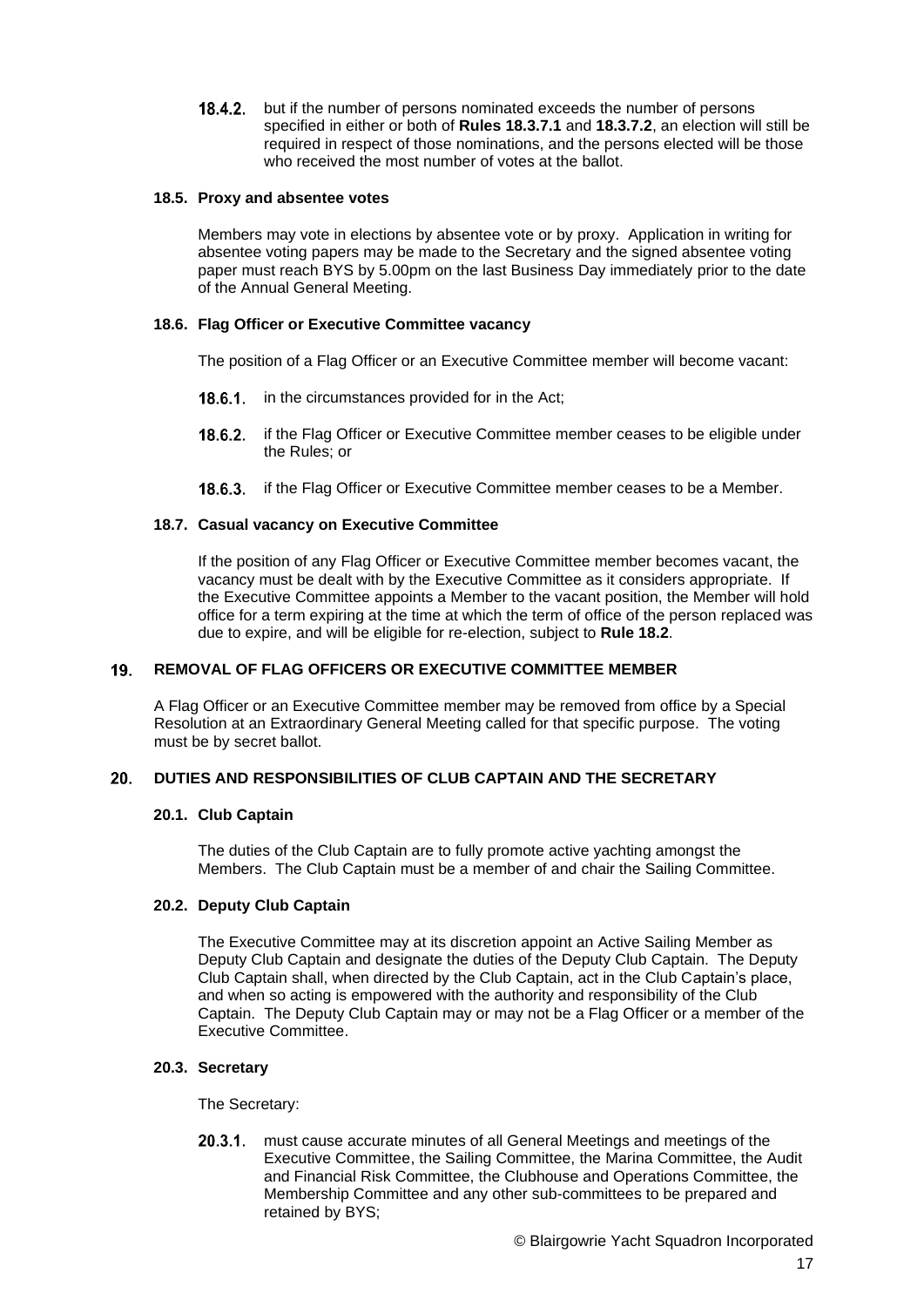18.4.2. but if the number of persons nominated exceeds the number of persons specified in either or both of **Rules 18.3.7.1** and **18.3.7.2**, an election will still be required in respect of those nominations, and the persons elected will be those who received the most number of votes at the ballot.

### 18.5. Proxy and absentee votes

Members may vote in elections by absentee vote or by proxy. Application in writing for absentee voting papers may be made to the Secretary and the signed absentee voting paper must reach BYS by 5.00pm on the last Business Day immediately prior to the date of the Annual General Meeting.

### 18.6. Flag Officer or Executive Committee vacancy

The position of a Flag Officer or an Executive Committee member will become vacant:

18.6.1. in the circumstances provided for in the Act;

18.6.2. if the Flag Officer or Executive Committee member ceases to be eligible under the Rules; or

18.6.3. if the Flag Officer or Executive Committee member ceases to be a Member.

### 18.7. Casual vacancy on Executive Committee

If the position of any Flag Officer or Executive Committee member becomes vacant, the vacancy must be dealt with by the Executive Committee as it considers appropriate. If the Executive Committee appoints a Member to the vacant position, the Member will hold office for a term expiring at the time at which the term of office of the person replaced was due to expire, and will be eligible for re-election, subject to **Rule 18.2**.

## 19. REMOVAL OF FLAG OFFICERS OR EXECUTIVE COMMITTEE MEMBER

A Flag Officer or an Executive Committee member may be removed from office by a Special Resolution at an Extraordinary General Meeting called for that specific purpose. The voting must be by secret ballot.

## 20. DUTIES AND RESPONSIBILITIES OF CLUB CAPTAIN AND THE SECRETARY

### 20.1. Club Captain

The duties of the Club Captain are to fully promote active yachting amongst the Members. The Club Captain must be a member of and chair the Sailing Committee.

### 20.2. Deputy Club Captain

The Executive Committee may at its discretion appoint an Active Sailing Member as Deputy Club Captain and designate the duties of the Deputy Club Captain. The Deputy Club Captain shall, when directed by the Club Captain, act in the Club Captain's place, and when so acting is empowered with the authority and responsibility of the Club Captain. The Deputy Club Captain may or may not be a Flag Officer or a member of the Executive Committee.

### 20.3. Secretary

The Secretary:

20.3.1. must cause accurate minutes of all General Meetings and meetings of the Executive Committee, the Sailing Committee, the Marina Committee, the Audit and Financial Risk Committee, the Clubhouse and Operations Committee, the Membership Committee and any other sub-committees to be prepared and retained by BYS;

© Blairgowrie Yacht Squadron Incorporated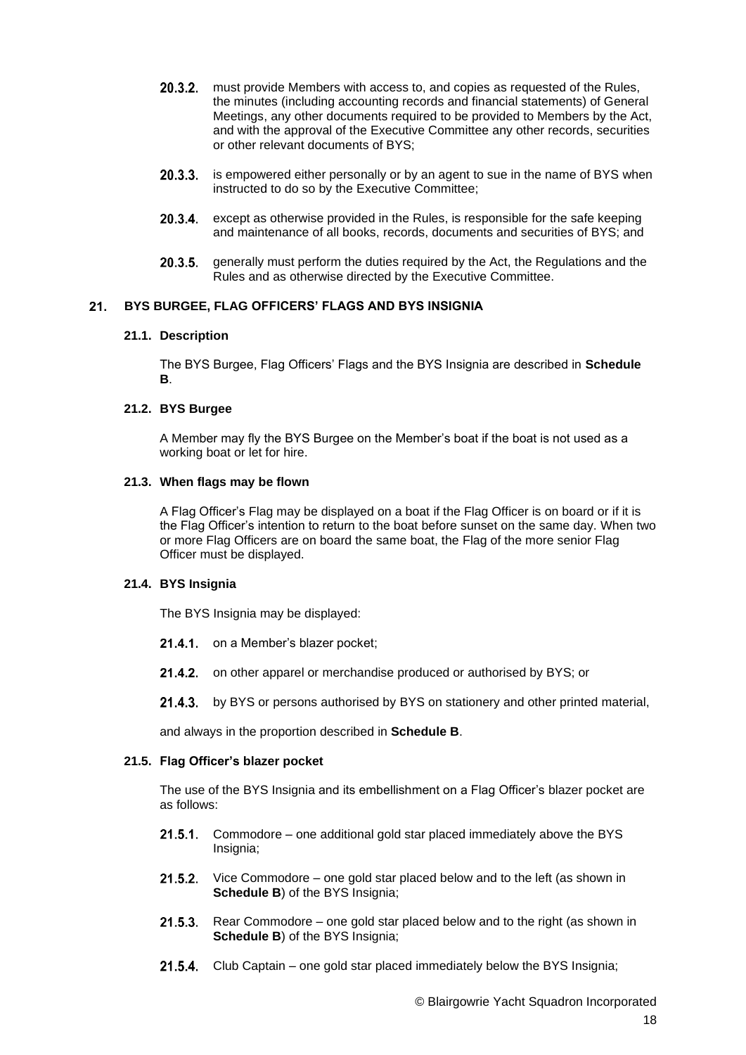20.3.2. must provide Members with access to, and copies as requested of the Rules, the minutes (including accounting records and financial statements) of General Meetings, any other documents required to be provided to Members by the Act, and with the approval of the Executive Committee any other records, securities or other relevant documents of BYS;

20.3.3. is empowered either personally or by an agent to sue in the name of BYS when instructed to do so by the Executive Committee;

20.3.4. except as otherwise provided in the Rules, is responsible for the safe keeping and maintenance of all books, records, documents and securities of BYS; and

20.3.5. generally must perform the duties required by the Act, the Regulations and the Rules and as otherwise directed by the Executive Committee.

## 21. BYS BURGEE, FLAG OFFICERS' FLAGS AND BYS INSIGNIA

### 21.1. Description

The BYS Burgee, Flag Officers' Flags and the BYS Insignia are described in **Schedule B**.

### 21.2. BYS Burgee

A Member may fly the BYS Burgee on the Member's boat if the boat is not used as a working boat or let for hire.

### 21.3. When flags may be flown

A Flag Officer's Flag may be displayed on a boat if the Flag Officer is on board or if it is the Flag Officer's intention to return to the boat before sunset on the same day. When two or more Flag Officers are on board the same boat, the Flag of the more senior Flag Officer must be displayed.

### 21.4. BYS Insignia

The BYS Insignia may be displayed:

21.4.1. on a Member's blazer pocket;

21.4.2. on other apparel or merchandise produced or authorised by BYS; or

21.4.3. by BYS or persons authorised by BYS on stationery and other printed material,

and always in the proportion described in **Schedule B**.

### 21.5. Flag Officer's blazer pocket

The use of the BYS Insignia and its embellishment on a Flag Officer's blazer pocket are as follows:

21.5.1. Commodore – one additional gold star placed immediately above the BYS Insignia;

21.5.2. Vice Commodore – one gold star placed below and to the left (as shown in **Schedule B**) of the BYS Insignia;

21.5.3. Rear Commodore – one gold star placed below and to the right (as shown in **Schedule B**) of the BYS Insignia;

21.5.4. Club Captain – one gold star placed immediately below the BYS Insignia;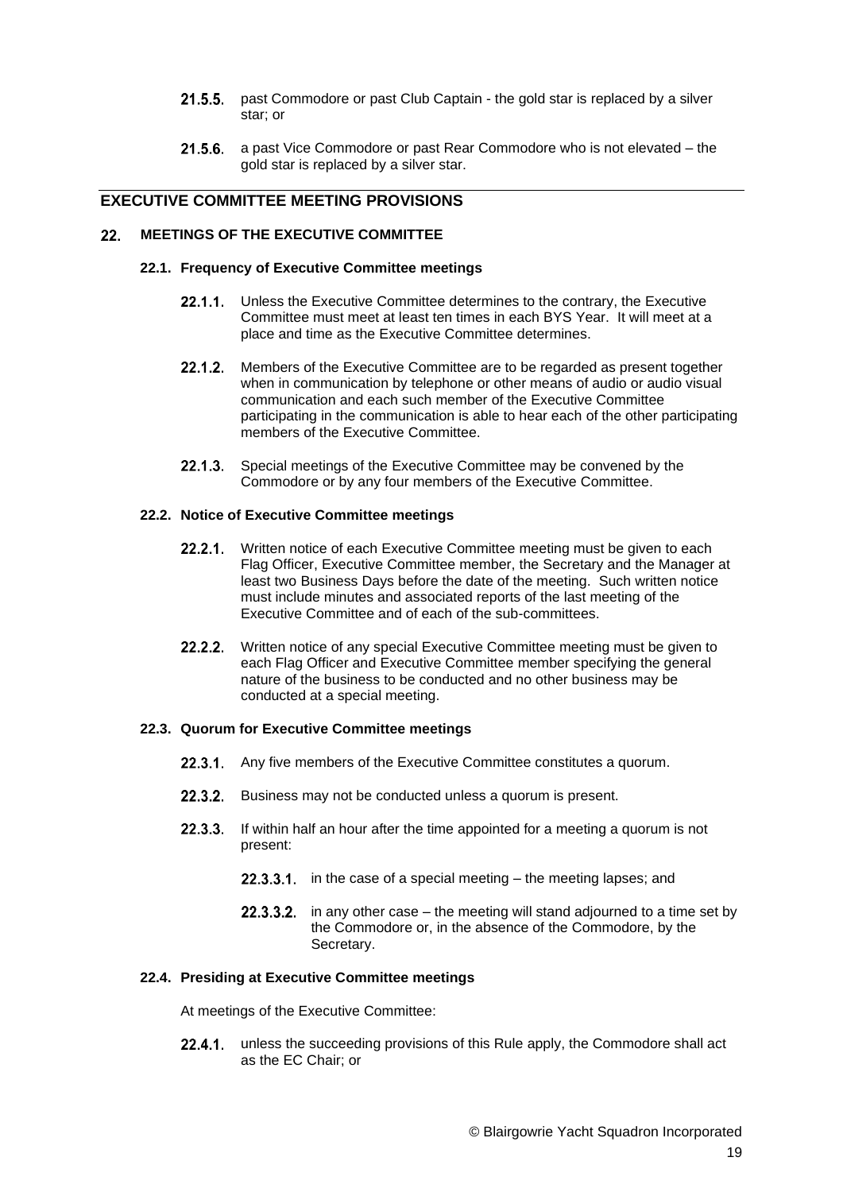21.5.5. past Commodore or past Club Captain - the gold star is replaced by a silver star; or

21.5.6. a past Vice Commodore or past Rear Commodore who is not elevated – the gold star is replaced by a silver star.

## EXECUTIVE COMMITTEE MEETING PROVISIONS

### 22. MEETINGS OF THE EXECUTIVE COMMITTEE

#### 22.1. Frequency of Executive Committee meetings

22.1.1. Unless the Executive Committee determines to the contrary, the Executive Committee must meet at least ten times in each BYS Year. It will meet at a place and time as the Executive Committee determines.

22.1.2. Members of the Executive Committee are to be regarded as present together when in communication by telephone or other means of audio or audio visual communication and each such member of the Executive Committee participating in the communication is able to hear each of the other participating members of the Executive Committee.

22.1.3. Special meetings of the Executive Committee may be convened by the Commodore or by any four members of the Executive Committee.

#### 22.2. Notice of Executive Committee meetings

22.2.1. Written notice of each Executive Committee meeting must be given to each Flag Officer, Executive Committee member, the Secretary and the Manager at least two Business Days before the date of the meeting. Such written notice must include minutes and associated reports of the last meeting of the Executive Committee and of each of the sub-committees.

22.2.2. Written notice of any special Executive Committee meeting must be given to each Flag Officer and Executive Committee member specifying the general nature of the business to be conducted and no other business may be conducted at a special meeting.

#### 22.3. Quorum for Executive Committee meetings

22.3.1. Any five members of the Executive Committee constitutes a quorum.

22.3.2. Business may not be conducted unless a quorum is present.

22.3.3. If within half an hour after the time appointed for a meeting a quorum is not present:

22.3.3.1. in the case of a special meeting – the meeting lapses; and

22.3.3.2. in any other case – the meeting will stand adjourned to a time set by the Commodore or, in the absence of the Commodore, by the Secretary.

#### 22.4. Presiding at Executive Committee meetings

At meetings of the Executive Committee:

22.4.1. unless the succeeding provisions of this Rule apply, the Commodore shall act as the EC Chair; or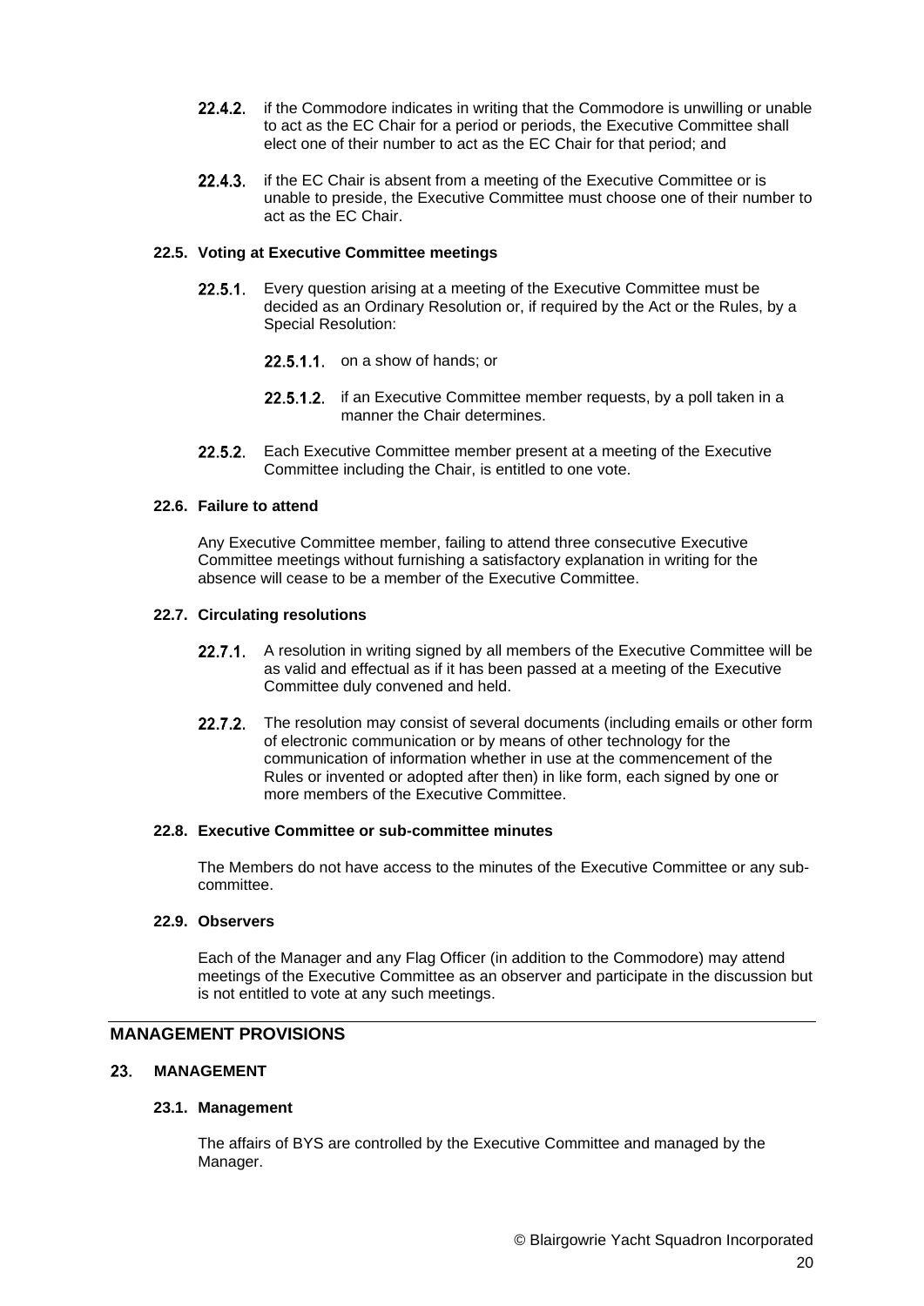22.4.2. if the Commodore indicates in writing that the Commodore is unwilling or unable to act as the EC Chair for a period or periods, the Executive Committee shall elect one of their number to act as the EC Chair for that period; and

22.4.3. if the EC Chair is absent from a meeting of the Executive Committee or is unable to preside, the Executive Committee must choose one of their number to act as the EC Chair.

**22.5. Voting at Executive Committee meetings**

22.5.1. Every question arising at a meeting of the Executive Committee must be decided as an Ordinary Resolution or, if required by the Act or the Rules, by a Special Resolution:

22.5.1.1. on a show of hands; or

22.5.1.2. if an Executive Committee member requests, by a poll taken in a manner the Chair determines.

22.5.2. Each Executive Committee member present at a meeting of the Executive Committee including the Chair, is entitled to one vote.

**22.6. Failure to attend**

Any Executive Committee member, failing to attend three consecutive Executive Committee meetings without furnishing a satisfactory explanation in writing for the absence will cease to be a member of the Executive Committee.

**22.7. Circulating resolutions**

22.7.1. A resolution in writing signed by all members of the Executive Committee will be as valid and effectual as if it has been passed at a meeting of the Executive Committee duly convened and held.

22.7.2. The resolution may consist of several documents (including emails or other form of electronic communication or by means of other technology for the communication of information whether in use at the commencement of the Rules or invented or adopted after then) in like form, each signed by one or more members of the Executive Committee.

**22.8. Executive Committee or sub-committee minutes**

The Members do not have access to the minutes of the Executive Committee or any sub-committee.

**22.9. Observers**

Each of the Manager and any Flag Officer (in addition to the Commodore) may attend meetings of the Executive Committee as an observer and participate in the discussion but is not entitled to vote at any such meetings.

---

## MANAGEMENT PROVISIONS

### 23. MANAGEMENT

**23.1. Management**

The affairs of BYS are controlled by the Executive Committee and managed by the Manager.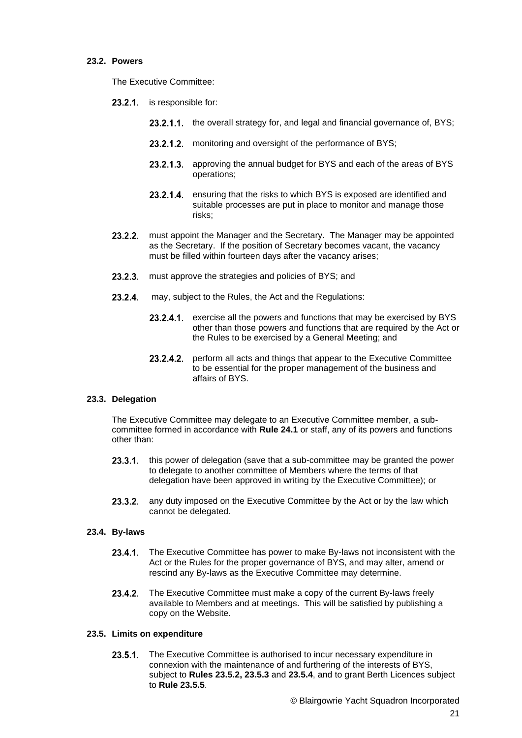### 23.2. Powers

The Executive Committee:

23.2.1. is responsible for:

23.2.1.1. the overall strategy for, and legal and financial governance of, BYS;

23.2.1.2. monitoring and oversight of the performance of BYS;

23.2.1.3. approving the annual budget for BYS and each of the areas of BYS operations;

23.2.1.4. ensuring that the risks to which BYS is exposed are identified and suitable processes are put in place to monitor and manage those risks;

23.2.2. must appoint the Manager and the Secretary. The Manager may be appointed as the Secretary. If the position of Secretary becomes vacant, the vacancy must be filled within fourteen days after the vacancy arises;

23.2.3. must approve the strategies and policies of BYS; and

23.2.4. may, subject to the Rules, the Act and the Regulations:

23.2.4.1. exercise all the powers and functions that may be exercised by BYS other than those powers and functions that are required by the Act or the Rules to be exercised by a General Meeting; and

23.2.4.2. perform all acts and things that appear to the Executive Committee to be essential for the proper management of the business and affairs of BYS.

### 23.3. Delegation

The Executive Committee may delegate to an Executive Committee member, a sub-committee formed in accordance with **Rule 24.1** or staff, any of its powers and functions other than:

23.3.1. this power of delegation (save that a sub-committee may be granted the power to delegate to another committee of Members where the terms of that delegation have been approved in writing by the Executive Committee); or

23.3.2. any duty imposed on the Executive Committee by the Act or by the law which cannot be delegated.

### 23.4. By-laws

23.4.1. The Executive Committee has power to make By-laws not inconsistent with the Act or the Rules for the proper governance of BYS, and may alter, amend or rescind any By-laws as the Executive Committee may determine.

23.4.2. The Executive Committee must make a copy of the current By-laws freely available to Members and at meetings. This will be satisfied by publishing a copy on the Website.

### 23.5. Limits on expenditure

23.5.1. The Executive Committee is authorised to incur necessary expenditure in connexion with the maintenance of and furthering of the interests of BYS, subject to **Rules 23.5.2, 23.5.3** and **23.5.4**, and to grant Berth Licences subject to **Rule 23.5.5**.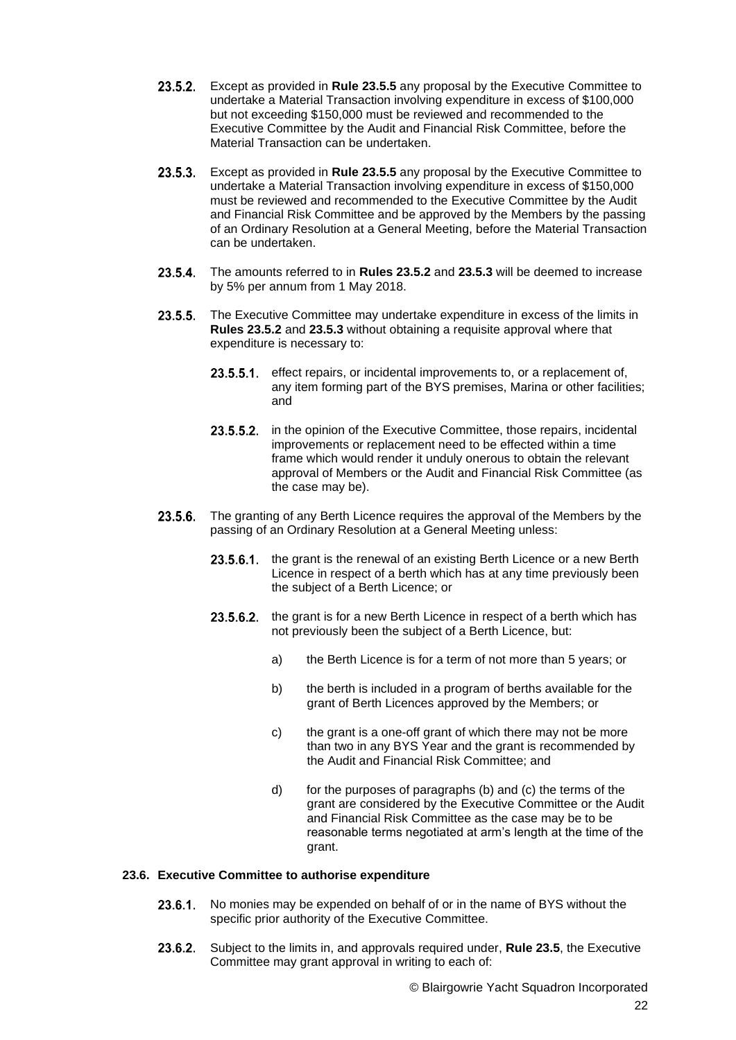23.5.2. Except as provided in **Rule 23.5.5** any proposal by the Executive Committee to undertake a Material Transaction involving expenditure in excess of $100,000 but not exceeding $150,000 must be reviewed and recommended to the Executive Committee by the Audit and Financial Risk Committee, before the Material Transaction can be undertaken.

23.5.3. Except as provided in **Rule 23.5.5** any proposal by the Executive Committee to undertake a Material Transaction involving expenditure in excess of $150,000 must be reviewed and recommended to the Executive Committee by the Audit and Financial Risk Committee and be approved by the Members by the passing of an Ordinary Resolution at a General Meeting, before the Material Transaction can be undertaken.

23.5.4. The amounts referred to in **Rules 23.5.2** and **23.5.3** will be deemed to increase by 5% per annum from 1 May 2018.

23.5.5. The Executive Committee may undertake expenditure in excess of the limits in **Rules 23.5.2** and **23.5.3** without obtaining a requisite approval where that expenditure is necessary to:

23.5.5.1. effect repairs, or incidental improvements to, or a replacement of, any item forming part of the BYS premises, Marina or other facilities; and

23.5.5.2. in the opinion of the Executive Committee, those repairs, incidental improvements or replacement need to be effected within a time frame which would render it unduly onerous to obtain the relevant approval of Members or the Audit and Financial Risk Committee (as the case may be).

23.5.6. The granting of any Berth Licence requires the approval of the Members by the passing of an Ordinary Resolution at a General Meeting unless:

23.5.6.1. the grant is the renewal of an existing Berth Licence or a new Berth Licence in respect of a berth which has at any time previously been the subject of a Berth Licence; or

23.5.6.2. the grant is for a new Berth Licence in respect of a berth which has not previously been the subject of a Berth Licence, but:

a) the Berth Licence is for a term of not more than 5 years; or

b) the berth is included in a program of berths available for the grant of Berth Licences approved by the Members; or

c) the grant is a one-off grant of which there may not be more than two in any BYS Year and the grant is recommended by the Audit and Financial Risk Committee; and

d) for the purposes of paragraphs (b) and (c) the terms of the grant are considered by the Executive Committee or the Audit and Financial Risk Committee as the case may be to be reasonable terms negotiated at arm's length at the time of the grant.

**23.6. Executive Committee to authorise expenditure**

23.6.1. No monies may be expended on behalf of or in the name of BYS without the specific prior authority of the Executive Committee.

23.6.2. Subject to the limits in, and approvals required under, **Rule 23.5**, the Executive Committee may grant approval in writing to each of:

© Blairgowrie Yacht Squadron Incorporated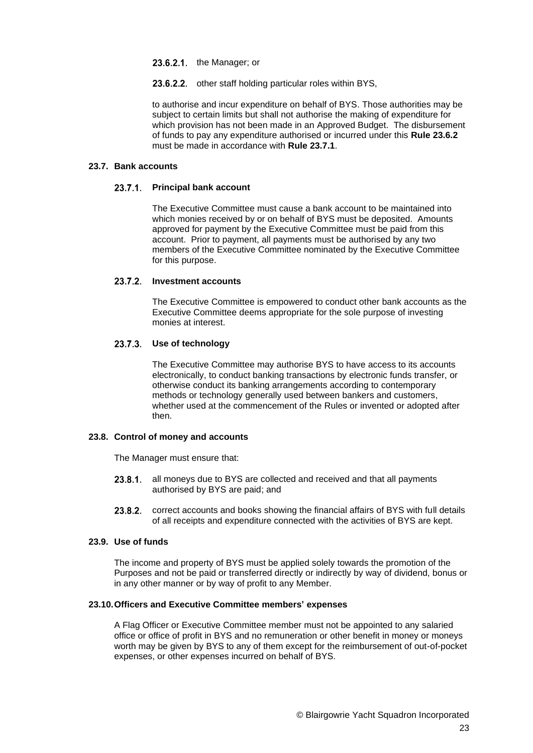23.6.2.1. the Manager; or

23.6.2.2. other staff holding particular roles within BYS,

to authorise and incur expenditure on behalf of BYS. Those authorities may be subject to certain limits but shall not authorise the making of expenditure for which provision has not been made in an Approved Budget. The disbursement of funds to pay any expenditure authorised or incurred under this **Rule 23.6.2** must be made in accordance with **Rule 23.7.1**.

### 23.7. Bank accounts

#### 23.7.1. Principal bank account

The Executive Committee must cause a bank account to be maintained into which monies received by or on behalf of BYS must be deposited. Amounts approved for payment by the Executive Committee must be paid from this account. Prior to payment, all payments must be authorised by any two members of the Executive Committee nominated by the Executive Committee for this purpose.

#### 23.7.2. Investment accounts

The Executive Committee is empowered to conduct other bank accounts as the Executive Committee deems appropriate for the sole purpose of investing monies at interest.

#### 23.7.3. Use of technology

The Executive Committee may authorise BYS to have access to its accounts electronically, to conduct banking transactions by electronic funds transfer, or otherwise conduct its banking arrangements according to contemporary methods or technology generally used between bankers and customers, whether used at the commencement of the Rules or invented or adopted after then.

### 23.8. Control of money and accounts

The Manager must ensure that:

23.8.1. all moneys due to BYS are collected and received and that all payments authorised by BYS are paid; and

23.8.2. correct accounts and books showing the financial affairs of BYS with full details of all receipts and expenditure connected with the activities of BYS are kept.

### 23.9. Use of funds

The income and property of BYS must be applied solely towards the promotion of the Purposes and not be paid or transferred directly or indirectly by way of dividend, bonus or in any other manner or by way of profit to any Member.

### 23.10. Officers and Executive Committee members' expenses

A Flag Officer or Executive Committee member must not be appointed to any salaried office or office of profit in BYS and no remuneration or other benefit in money or moneys worth may be given by BYS to any of them except for the reimbursement of out-of-pocket expenses, or other expenses incurred on behalf of BYS.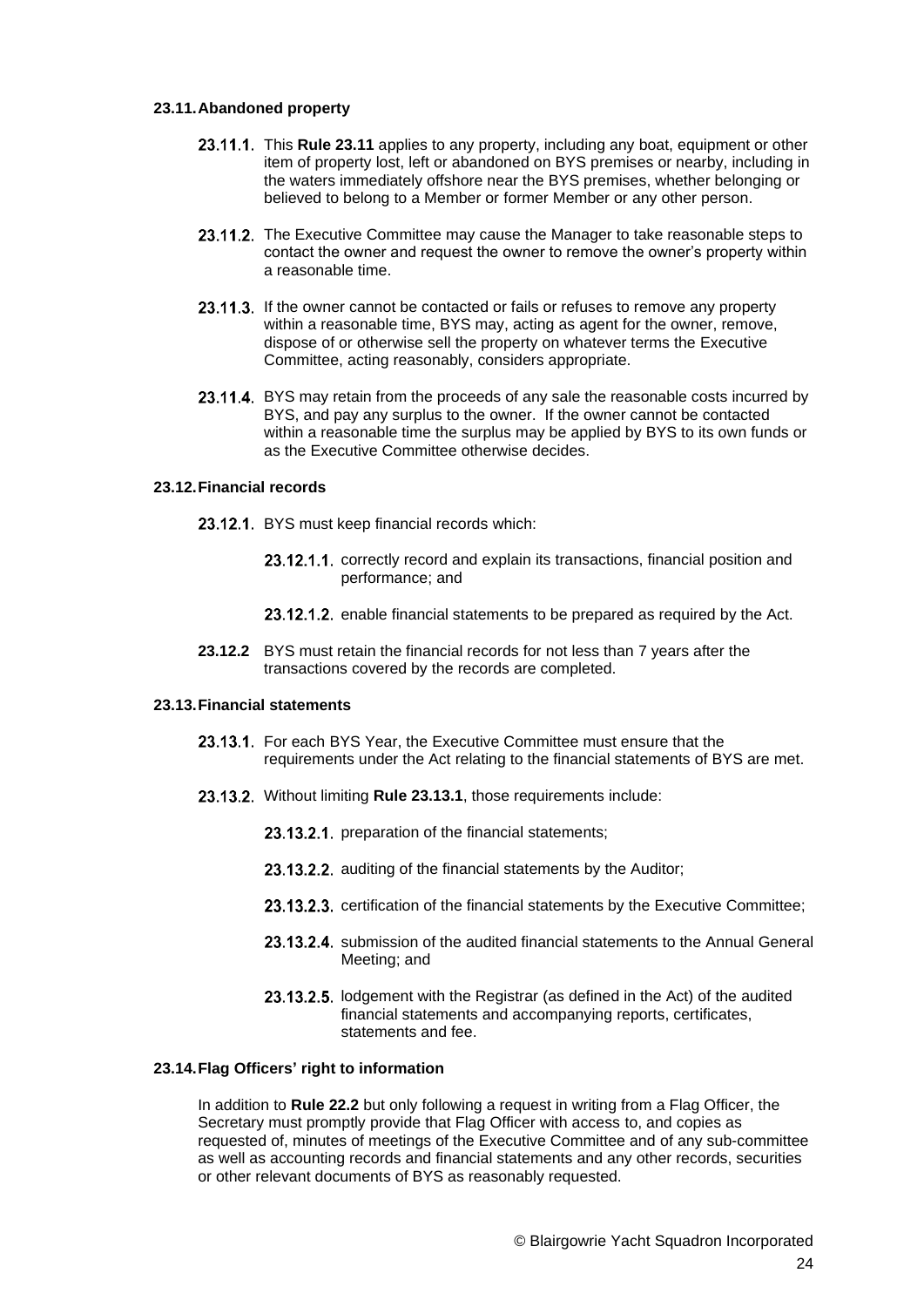### 23.11. Abandoned property

23.11.1. This **Rule 23.11** applies to any property, including any boat, equipment or other item of property lost, left or abandoned on BYS premises or nearby, including in the waters immediately offshore near the BYS premises, whether belonging or believed to belong to a Member or former Member or any other person.

23.11.2. The Executive Committee may cause the Manager to take reasonable steps to contact the owner and request the owner to remove the owner's property within a reasonable time.

23.11.3. If the owner cannot be contacted or fails or refuses to remove any property within a reasonable time, BYS may, acting as agent for the owner, remove, dispose of or otherwise sell the property on whatever terms the Executive Committee, acting reasonably, considers appropriate.

23.11.4. BYS may retain from the proceeds of any sale the reasonable costs incurred by BYS, and pay any surplus to the owner. If the owner cannot be contacted within a reasonable time the surplus may be applied by BYS to its own funds or as the Executive Committee otherwise decides.

### 23.12. Financial records

23.12.1. BYS must keep financial records which:

23.12.1.1. correctly record and explain its transactions, financial position and performance; and

23.12.1.2. enable financial statements to be prepared as required by the Act.

**23.12.2** BYS must retain the financial records for not less than 7 years after the transactions covered by the records are completed.

### 23.13. Financial statements

23.13.1. For each BYS Year, the Executive Committee must ensure that the requirements under the Act relating to the financial statements of BYS are met.

23.13.2. Without limiting **Rule 23.13.1**, those requirements include:

23.13.2.1. preparation of the financial statements;

23.13.2.2. auditing of the financial statements by the Auditor;

23.13.2.3. certification of the financial statements by the Executive Committee;

23.13.2.4. submission of the audited financial statements to the Annual General Meeting; and

23.13.2.5. lodgement with the Registrar (as defined in the Act) of the audited financial statements and accompanying reports, certificates, statements and fee.

### 23.14. Flag Officers' right to information

In addition to **Rule 22.2** but only following a request in writing from a Flag Officer, the Secretary must promptly provide that Flag Officer with access to, and copies as requested of, minutes of meetings of the Executive Committee and of any sub-committee as well as accounting records and financial statements and any other records, securities or other relevant documents of BYS as reasonably requested.

© Blairgowrie Yacht Squadron Incorporated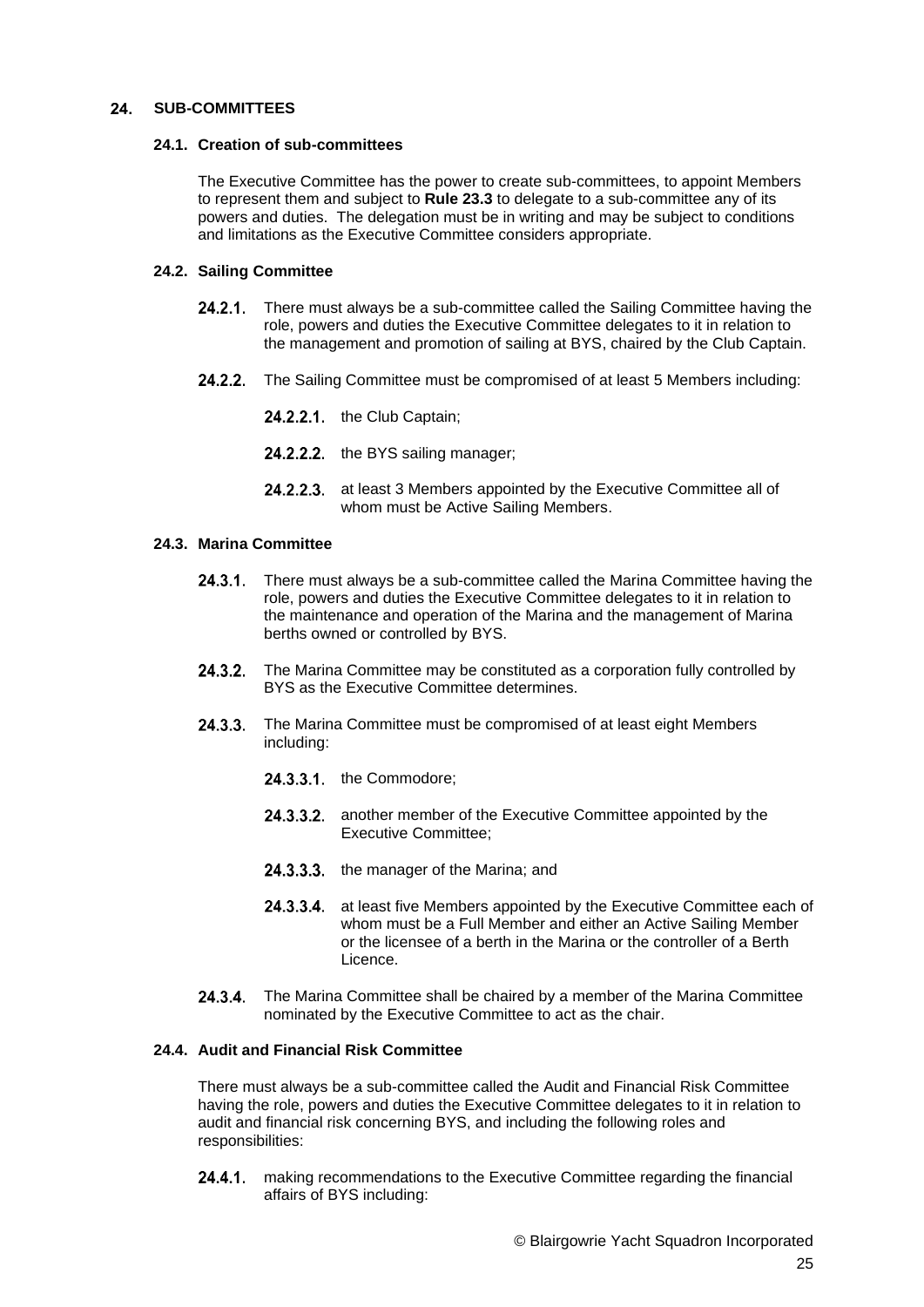## 24. SUB-COMMITTEES

### 24.1. Creation of sub-committees

The Executive Committee has the power to create sub-committees, to appoint Members to represent them and subject to **Rule 23.3** to delegate to a sub-committee any of its powers and duties. The delegation must be in writing and may be subject to conditions and limitations as the Executive Committee considers appropriate.

### 24.2. Sailing Committee

**24.2.1.** There must always be a sub-committee called the Sailing Committee having the role, powers and duties the Executive Committee delegates to it in relation to the management and promotion of sailing at BYS, chaired by the Club Captain.

**24.2.2.** The Sailing Committee must be compromised of at least 5 Members including:

- **24.2.2.1.** the Club Captain;
- **24.2.2.2.** the BYS sailing manager;
- **24.2.2.3.** at least 3 Members appointed by the Executive Committee all of whom must be Active Sailing Members.

### 24.3. Marina Committee

**24.3.1.** There must always be a sub-committee called the Marina Committee having the role, powers and duties the Executive Committee delegates to it in relation to the maintenance and operation of the Marina and the management of Marina berths owned or controlled by BYS.

**24.3.2.** The Marina Committee may be constituted as a corporation fully controlled by BYS as the Executive Committee determines.

**24.3.3.** The Marina Committee must be compromised of at least eight Members including:

- **24.3.3.1.** the Commodore;
- **24.3.3.2.** another member of the Executive Committee appointed by the Executive Committee;
- **24.3.3.3.** the manager of the Marina; and
- **24.3.3.4.** at least five Members appointed by the Executive Committee each of whom must be a Full Member and either an Active Sailing Member or the licensee of a berth in the Marina or the controller of a Berth Licence.

**24.3.4.** The Marina Committee shall be chaired by a member of the Marina Committee nominated by the Executive Committee to act as the chair.

### 24.4. Audit and Financial Risk Committee

There must always be a sub-committee called the Audit and Financial Risk Committee having the role, powers and duties the Executive Committee delegates to it in relation to audit and financial risk concerning BYS, and including the following roles and responsibilities:

**24.4.1.** making recommendations to the Executive Committee regarding the financial affairs of BYS including:

© Blairgowrie Yacht Squadron Incorporated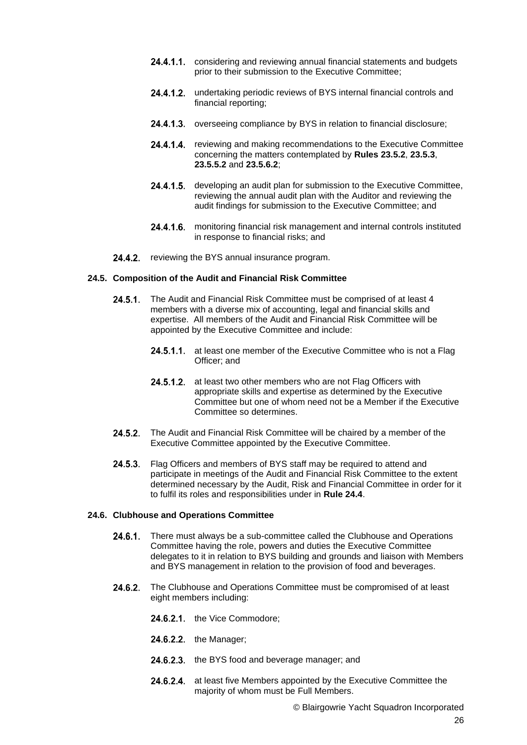24.4.1.1. considering and reviewing annual financial statements and budgets prior to their submission to the Executive Committee;

24.4.1.2. undertaking periodic reviews of BYS internal financial controls and financial reporting;

24.4.1.3. overseeing compliance by BYS in relation to financial disclosure;

24.4.1.4. reviewing and making recommendations to the Executive Committee concerning the matters contemplated by **Rules 23.5.2**, **23.5.3**, **23.5.5.2** and **23.5.6.2**;

24.4.1.5. developing an audit plan for submission to the Executive Committee, reviewing the annual audit plan with the Auditor and reviewing the audit findings for submission to the Executive Committee; and

24.4.1.6. monitoring financial risk management and internal controls instituted in response to financial risks; and

24.4.2. reviewing the BYS annual insurance program.

**24.5. Composition of the Audit and Financial Risk Committee**

24.5.1. The Audit and Financial Risk Committee must be comprised of at least 4 members with a diverse mix of accounting, legal and financial skills and expertise. All members of the Audit and Financial Risk Committee will be appointed by the Executive Committee and include:

24.5.1.1. at least one member of the Executive Committee who is not a Flag Officer; and

24.5.1.2. at least two other members who are not Flag Officers with appropriate skills and expertise as determined by the Executive Committee but one of whom need not be a Member if the Executive Committee so determines.

24.5.2. The Audit and Financial Risk Committee will be chaired by a member of the Executive Committee appointed by the Executive Committee.

24.5.3. Flag Officers and members of BYS staff may be required to attend and participate in meetings of the Audit and Financial Risk Committee to the extent determined necessary by the Audit, Risk and Financial Committee in order for it to fulfil its roles and responsibilities under in **Rule 24.4**.

**24.6. Clubhouse and Operations Committee**

24.6.1. There must always be a sub-committee called the Clubhouse and Operations Committee having the role, powers and duties the Executive Committee delegates to it in relation to BYS building and grounds and liaison with Members and BYS management in relation to the provision of food and beverages.

24.6.2. The Clubhouse and Operations Committee must be compromised of at least eight members including:

24.6.2.1. the Vice Commodore;

24.6.2.2. the Manager;

24.6.2.3. the BYS food and beverage manager; and

24.6.2.4. at least five Members appointed by the Executive Committee the majority of whom must be Full Members.

© Blairgowrie Yacht Squadron Incorporated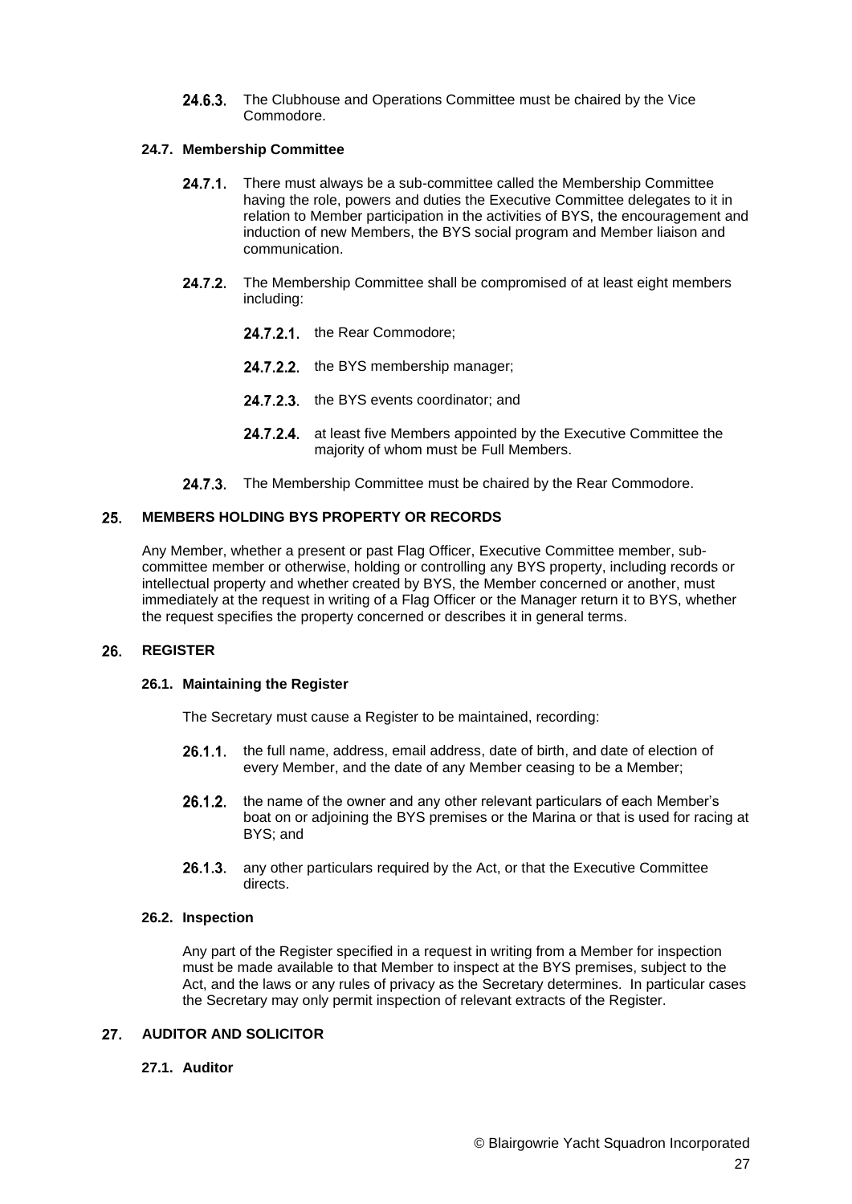24.6.3. The Clubhouse and Operations Committee must be chaired by the Vice Commodore.

### 24.7. Membership Committee

24.7.1. There must always be a sub-committee called the Membership Committee having the role, powers and duties the Executive Committee delegates to it in relation to Member participation in the activities of BYS, the encouragement and induction of new Members, the BYS social program and Member liaison and communication.

24.7.2. The Membership Committee shall be compromised of at least eight members including:

24.7.2.1. the Rear Commodore;

24.7.2.2. the BYS membership manager;

24.7.2.3. the BYS events coordinator; and

24.7.2.4. at least five Members appointed by the Executive Committee the majority of whom must be Full Members.

24.7.3. The Membership Committee must be chaired by the Rear Commodore.

## 25. MEMBERS HOLDING BYS PROPERTY OR RECORDS

Any Member, whether a present or past Flag Officer, Executive Committee member, sub-committee member or otherwise, holding or controlling any BYS property, including records or intellectual property and whether created by BYS, the Member concerned or another, must immediately at the request in writing of a Flag Officer or the Manager return it to BYS, whether the request specifies the property concerned or describes it in general terms.

## 26. REGISTER

### 26.1. Maintaining the Register

The Secretary must cause a Register to be maintained, recording:

26.1.1. the full name, address, email address, date of birth, and date of election of every Member, and the date of any Member ceasing to be a Member;

26.1.2. the name of the owner and any other relevant particulars of each Member's boat on or adjoining the BYS premises or the Marina or that is used for racing at BYS; and

26.1.3. any other particulars required by the Act, or that the Executive Committee directs.

### 26.2. Inspection

Any part of the Register specified in a request in writing from a Member for inspection must be made available to that Member to inspect at the BYS premises, subject to the Act, and the laws or any rules of privacy as the Secretary determines. In particular cases the Secretary may only permit inspection of relevant extracts of the Register.

## 27. AUDITOR AND SOLICITOR

### 27.1. Auditor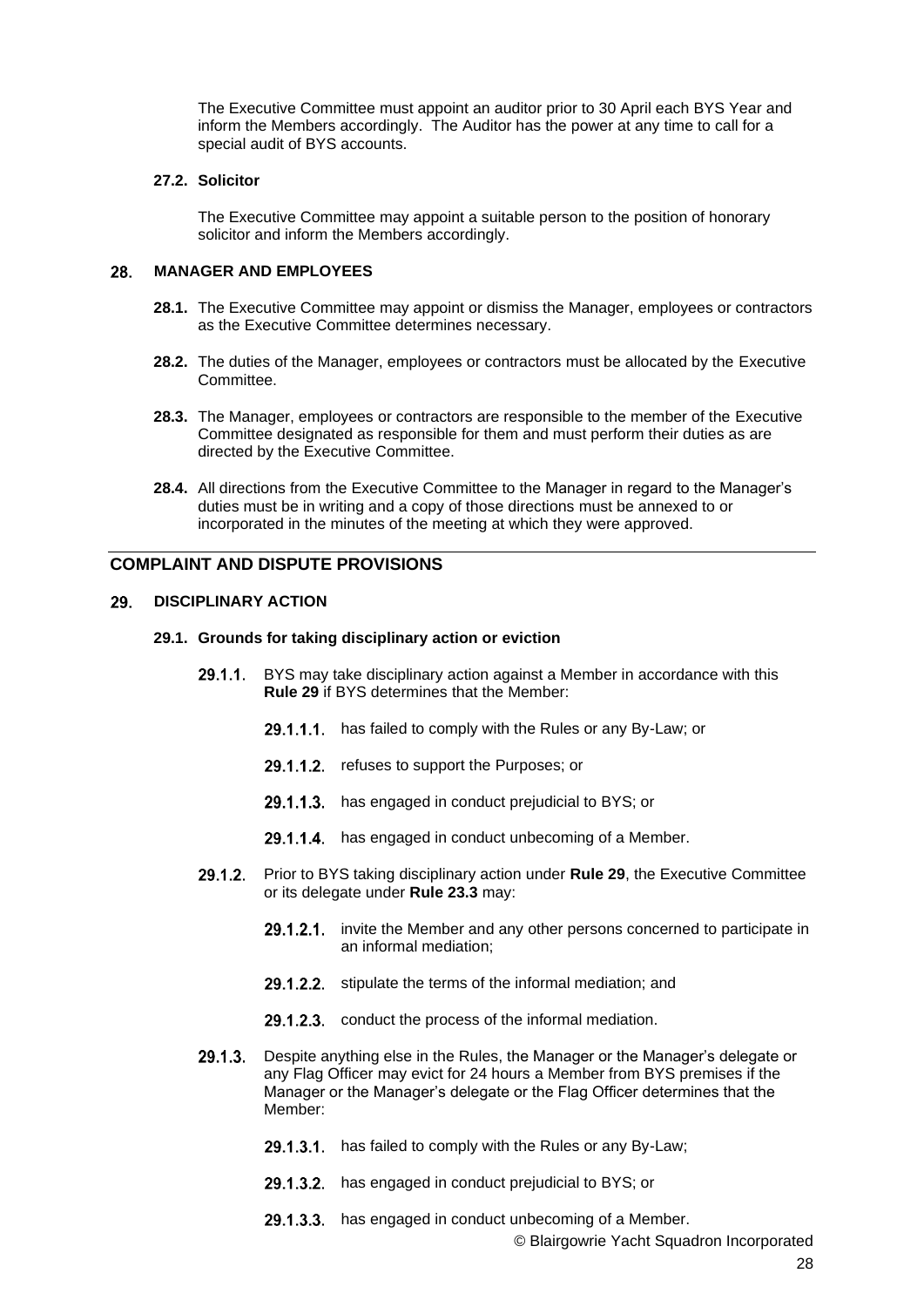The Executive Committee must appoint an auditor prior to 30 April each BYS Year and inform the Members accordingly. The Auditor has the power at any time to call for a special audit of BYS accounts.

### 27.2. Solicitor

The Executive Committee may appoint a suitable person to the position of honorary solicitor and inform the Members accordingly.

## 28. MANAGER AND EMPLOYEES

**28.1.** The Executive Committee may appoint or dismiss the Manager, employees or contractors as the Executive Committee determines necessary.

**28.2.** The duties of the Manager, employees or contractors must be allocated by the Executive Committee.

**28.3.** The Manager, employees or contractors are responsible to the member of the Executive Committee designated as responsible for them and must perform their duties as are directed by the Executive Committee.

**28.4.** All directions from the Executive Committee to the Manager in regard to the Manager's duties must be in writing and a copy of those directions must be annexed to or incorporated in the minutes of the meeting at which they were approved.

# COMPLAINT AND DISPUTE PROVISIONS

## 29. DISCIPLINARY ACTION

### 29.1. Grounds for taking disciplinary action or eviction

**29.1.1.** BYS may take disciplinary action against a Member in accordance with this **Rule 29** if BYS determines that the Member:

- **29.1.1.1.** has failed to comply with the Rules or any By-Law; or
- **29.1.1.2.** refuses to support the Purposes; or
- **29.1.1.3.** has engaged in conduct prejudicial to BYS; or
- **29.1.1.4.** has engaged in conduct unbecoming of a Member.

**29.1.2.** Prior to BYS taking disciplinary action under **Rule 29**, the Executive Committee or its delegate under **Rule 23.3** may:

- **29.1.2.1.** invite the Member and any other persons concerned to participate in an informal mediation;
- **29.1.2.2.** stipulate the terms of the informal mediation; and
- **29.1.2.3.** conduct the process of the informal mediation.

**29.1.3.** Despite anything else in the Rules, the Manager or the Manager's delegate or any Flag Officer may evict for 24 hours a Member from BYS premises if the Manager or the Manager's delegate or the Flag Officer determines that the Member:

- **29.1.3.1.** has failed to comply with the Rules or any By-Law;
- **29.1.3.2.** has engaged in conduct prejudicial to BYS; or
- **29.1.3.3.** has engaged in conduct unbecoming of a Member.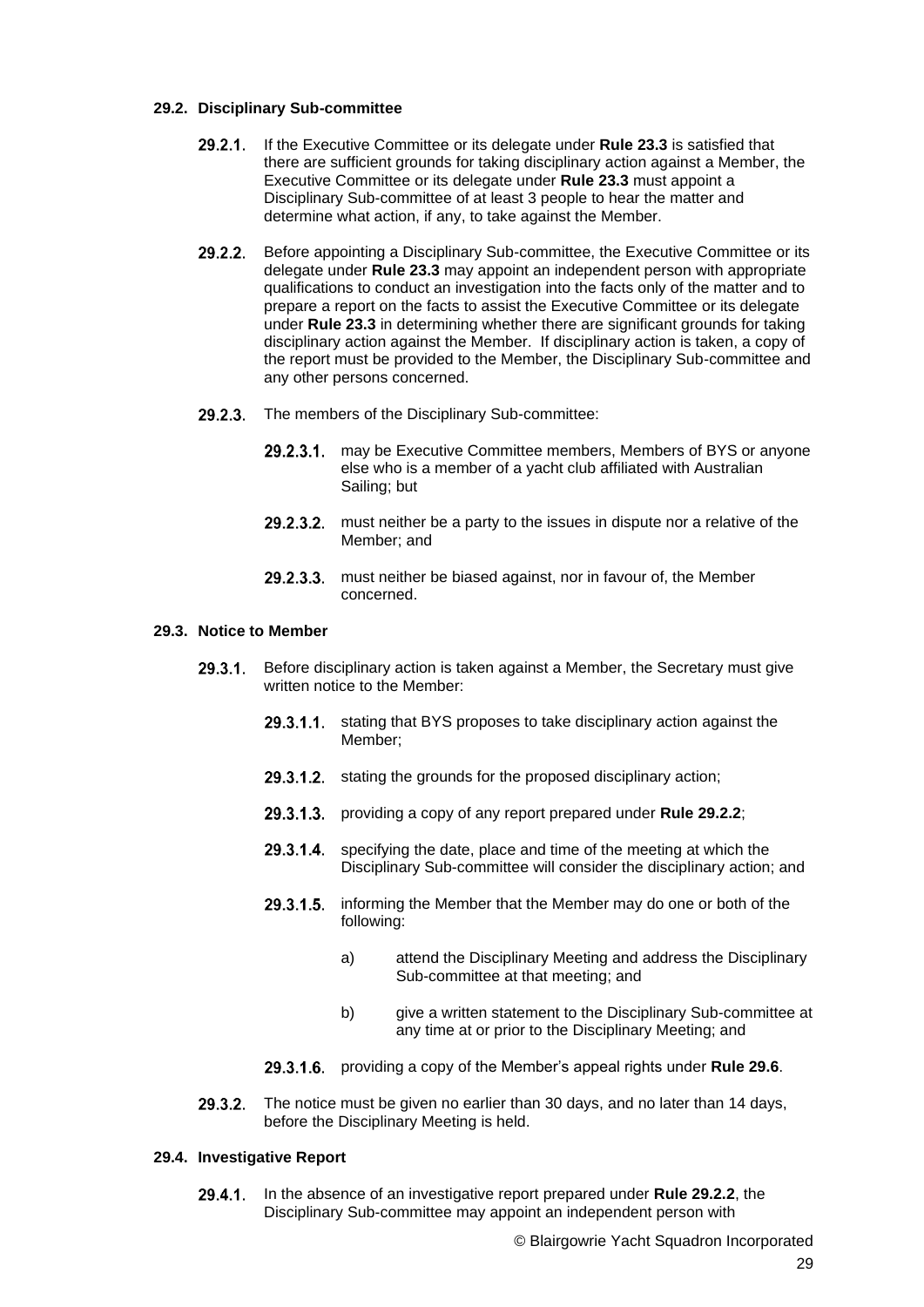### 29.2. Disciplinary Sub-committee

29.2.1. If the Executive Committee or its delegate under **Rule 23.3** is satisfied that there are sufficient grounds for taking disciplinary action against a Member, the Executive Committee or its delegate under **Rule 23.3** must appoint a Disciplinary Sub-committee of at least 3 people to hear the matter and determine what action, if any, to take against the Member.

29.2.2. Before appointing a Disciplinary Sub-committee, the Executive Committee or its delegate under **Rule 23.3** may appoint an independent person with appropriate qualifications to conduct an investigation into the facts only of the matter and to prepare a report on the facts to assist the Executive Committee or its delegate under **Rule 23.3** in determining whether there are significant grounds for taking disciplinary action against the Member. If disciplinary action is taken, a copy of the report must be provided to the Member, the Disciplinary Sub-committee and any other persons concerned.

29.2.3. The members of the Disciplinary Sub-committee:

29.2.3.1. may be Executive Committee members, Members of BYS or anyone else who is a member of a yacht club affiliated with Australian Sailing; but

29.2.3.2. must neither be a party to the issues in dispute nor a relative of the Member; and

29.2.3.3. must neither be biased against, nor in favour of, the Member concerned.

### 29.3. Notice to Member

29.3.1. Before disciplinary action is taken against a Member, the Secretary must give written notice to the Member:

29.3.1.1. stating that BYS proposes to take disciplinary action against the Member;

29.3.1.2. stating the grounds for the proposed disciplinary action;

29.3.1.3. providing a copy of any report prepared under **Rule 29.2.2**;

29.3.1.4. specifying the date, place and time of the meeting at which the Disciplinary Sub-committee will consider the disciplinary action; and

29.3.1.5. informing the Member that the Member may do one or both of the following:

a) attend the Disciplinary Meeting and address the Disciplinary Sub-committee at that meeting; and

b) give a written statement to the Disciplinary Sub-committee at any time at or prior to the Disciplinary Meeting; and

29.3.1.6. providing a copy of the Member's appeal rights under **Rule 29.6**.

29.3.2. The notice must be given no earlier than 30 days, and no later than 14 days, before the Disciplinary Meeting is held.

### 29.4. Investigative Report

29.4.1. In the absence of an investigative report prepared under **Rule 29.2.2**, the Disciplinary Sub-committee may appoint an independent person with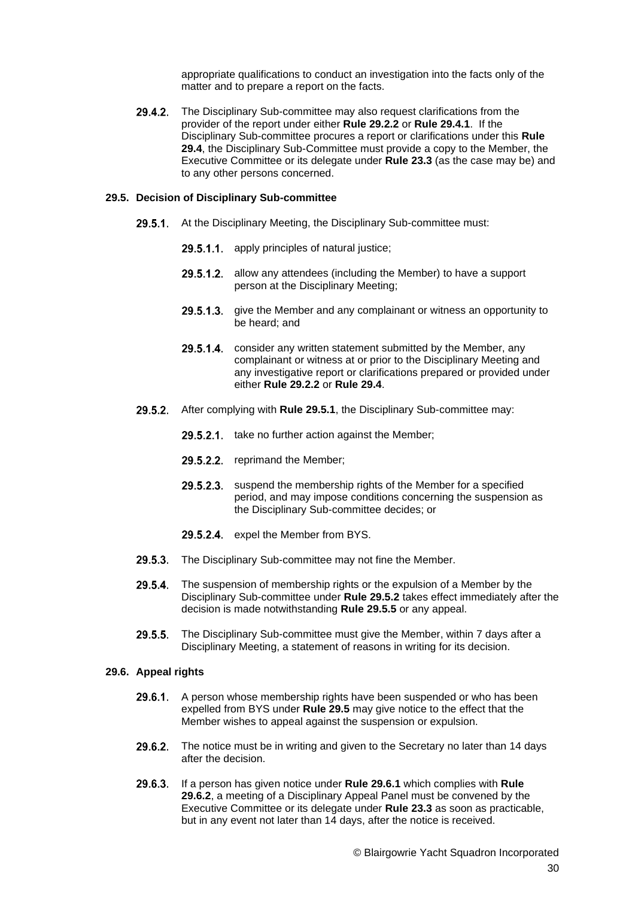appropriate qualifications to conduct an investigation into the facts only of the matter and to prepare a report on the facts.

29.4.2. The Disciplinary Sub-committee may also request clarifications from the provider of the report under either **Rule 29.2.2** or **Rule 29.4.1**. If the Disciplinary Sub-committee procures a report or clarifications under this **Rule 29.4**, the Disciplinary Sub-Committee must provide a copy to the Member, the Executive Committee or its delegate under **Rule 23.3** (as the case may be) and to any other persons concerned.

**29.5. Decision of Disciplinary Sub-committee**

29.5.1. At the Disciplinary Meeting, the Disciplinary Sub-committee must:

29.5.1.1. apply principles of natural justice;

29.5.1.2. allow any attendees (including the Member) to have a support person at the Disciplinary Meeting;

29.5.1.3. give the Member and any complainant or witness an opportunity to be heard; and

29.5.1.4. consider any written statement submitted by the Member, any complainant or witness at or prior to the Disciplinary Meeting and any investigative report or clarifications prepared or provided under either **Rule 29.2.2** or **Rule 29.4**.

29.5.2. After complying with **Rule 29.5.1**, the Disciplinary Sub-committee may:

29.5.2.1. take no further action against the Member;

29.5.2.2. reprimand the Member;

29.5.2.3. suspend the membership rights of the Member for a specified period, and may impose conditions concerning the suspension as the Disciplinary Sub-committee decides; or

29.5.2.4. expel the Member from BYS.

29.5.3. The Disciplinary Sub-committee may not fine the Member.

29.5.4. The suspension of membership rights or the expulsion of a Member by the Disciplinary Sub-committee under **Rule 29.5.2** takes effect immediately after the decision is made notwithstanding **Rule 29.5.5** or any appeal.

29.5.5. The Disciplinary Sub-committee must give the Member, within 7 days after a Disciplinary Meeting, a statement of reasons in writing for its decision.

**29.6. Appeal rights**

29.6.1. A person whose membership rights have been suspended or who has been expelled from BYS under **Rule 29.5** may give notice to the effect that the Member wishes to appeal against the suspension or expulsion.

29.6.2. The notice must be in writing and given to the Secretary no later than 14 days after the decision.

29.6.3. If a person has given notice under **Rule 29.6.1** which complies with **Rule 29.6.2**, a meeting of a Disciplinary Appeal Panel must be convened by the Executive Committee or its delegate under **Rule 23.3** as soon as practicable, but in any event not later than 14 days, after the notice is received.

© Blairgowrie Yacht Squadron Incorporated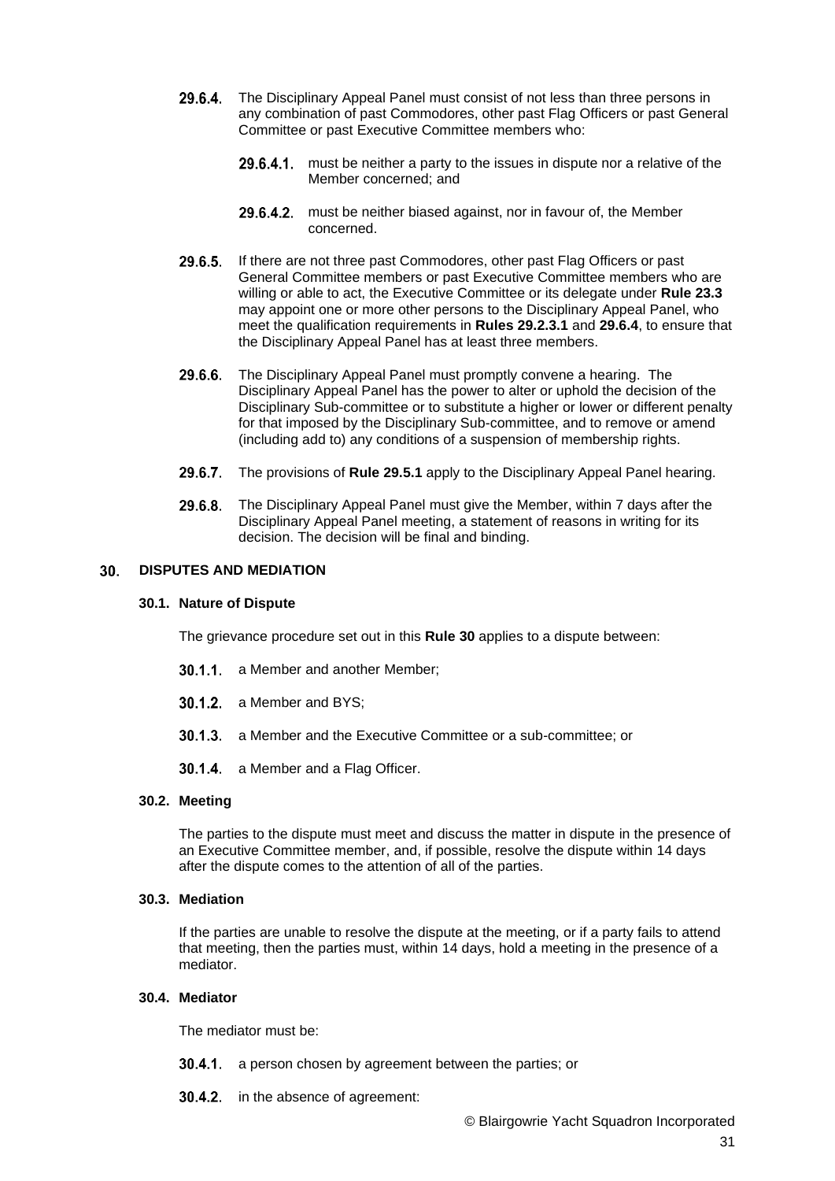**29.6.4.** The Disciplinary Appeal Panel must consist of not less than three persons in any combination of past Commodores, other past Flag Officers or past General Committee or past Executive Committee members who:

**29.6.4.1.** must be neither a party to the issues in dispute nor a relative of the Member concerned; and

**29.6.4.2.** must be neither biased against, nor in favour of, the Member concerned.

**29.6.5.** If there are not three past Commodores, other past Flag Officers or past General Committee members or past Executive Committee members who are willing or able to act, the Executive Committee or its delegate under **Rule 23.3** may appoint one or more other persons to the Disciplinary Appeal Panel, who meet the qualification requirements in **Rules 29.2.3.1** and **29.6.4**, to ensure that the Disciplinary Appeal Panel has at least three members.

**29.6.6.** The Disciplinary Appeal Panel must promptly convene a hearing. The Disciplinary Appeal Panel has the power to alter or uphold the decision of the Disciplinary Sub-committee or to substitute a higher or lower or different penalty for that imposed by the Disciplinary Sub-committee, and to remove or amend (including add to) any conditions of a suspension of membership rights.

**29.6.7.** The provisions of **Rule 29.5.1** apply to the Disciplinary Appeal Panel hearing.

**29.6.8.** The Disciplinary Appeal Panel must give the Member, within 7 days after the Disciplinary Appeal Panel meeting, a statement of reasons in writing for its decision. The decision will be final and binding.

## 30. DISPUTES AND MEDIATION

### 30.1. Nature of Dispute

The grievance procedure set out in this **Rule 30** applies to a dispute between:

**30.1.1.** a Member and another Member;

**30.1.2.** a Member and BYS;

**30.1.3.** a Member and the Executive Committee or a sub-committee; or

**30.1.4.** a Member and a Flag Officer.

### 30.2. Meeting

The parties to the dispute must meet and discuss the matter in dispute in the presence of an Executive Committee member, and, if possible, resolve the dispute within 14 days after the dispute comes to the attention of all of the parties.

### 30.3. Mediation

If the parties are unable to resolve the dispute at the meeting, or if a party fails to attend that meeting, then the parties must, within 14 days, hold a meeting in the presence of a mediator.

### 30.4. Mediator

The mediator must be:

**30.4.1.** a person chosen by agreement between the parties; or

**30.4.2.** in the absence of agreement:

© Blairgowrie Yacht Squadron Incorporated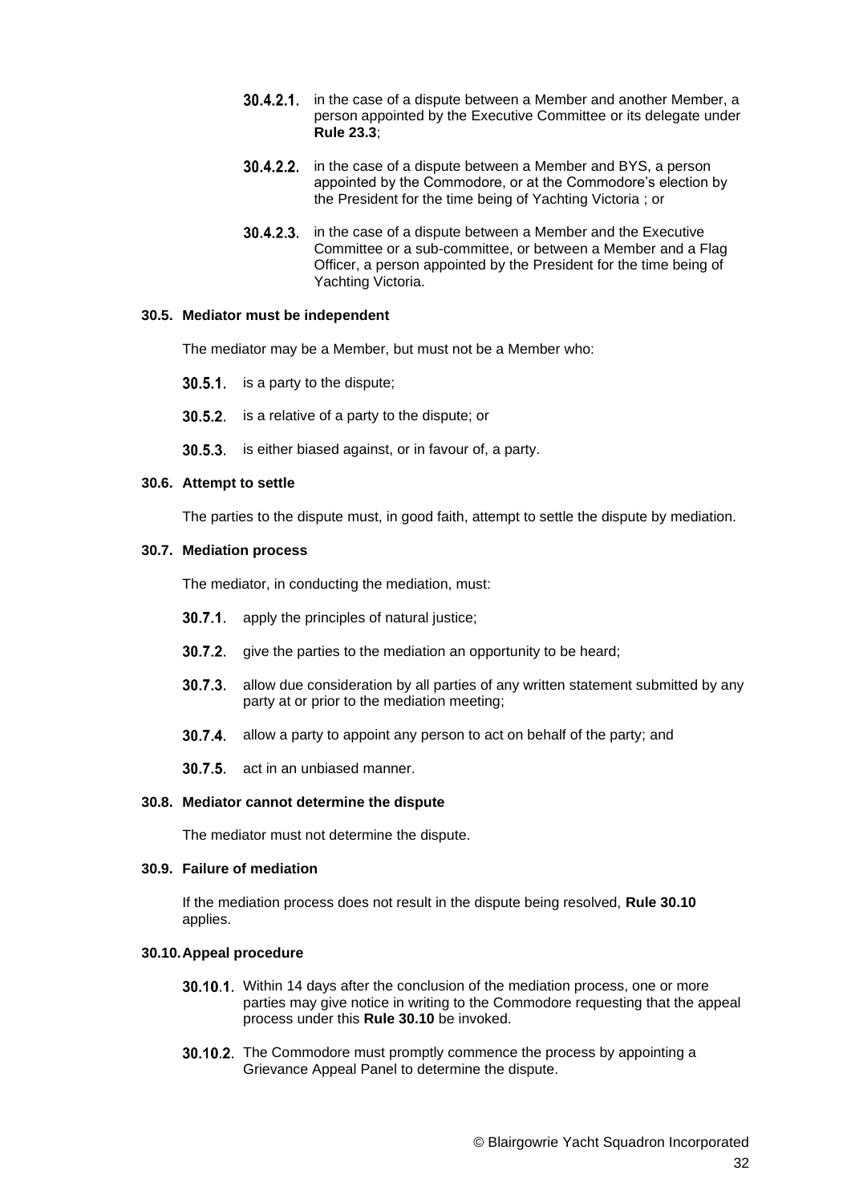30.4.2.1. in the case of a dispute between a Member and another Member, a person appointed by the Executive Committee or its delegate under **Rule 23.3**;

30.4.2.2. in the case of a dispute between a Member and BYS, a person appointed by the Commodore, or at the Commodore's election by the President for the time being of Yachting Victoria ; or

30.4.2.3. in the case of a dispute between a Member and the Executive Committee or a sub-committee, or between a Member and a Flag Officer, a person appointed by the President for the time being of Yachting Victoria.

**30.5. Mediator must be independent**

The mediator may be a Member, but must not be a Member who:

30.5.1. is a party to the dispute;

30.5.2. is a relative of a party to the dispute; or

30.5.3. is either biased against, or in favour of, a party.

**30.6. Attempt to settle**

The parties to the dispute must, in good faith, attempt to settle the dispute by mediation.

**30.7. Mediation process**

The mediator, in conducting the mediation, must:

30.7.1. apply the principles of natural justice;

30.7.2. give the parties to the mediation an opportunity to be heard;

30.7.3. allow due consideration by all parties of any written statement submitted by any party at or prior to the mediation meeting;

30.7.4. allow a party to appoint any person to act on behalf of the party; and

30.7.5. act in an unbiased manner.

**30.8. Mediator cannot determine the dispute**

The mediator must not determine the dispute.

**30.9. Failure of mediation**

If the mediation process does not result in the dispute being resolved, **Rule 30.10** applies.

**30.10. Appeal procedure**

30.10.1. Within 14 days after the conclusion of the mediation process, one or more parties may give notice in writing to the Commodore requesting that the appeal process under this **Rule 30.10** be invoked.

30.10.2. The Commodore must promptly commence the process by appointing a Grievance Appeal Panel to determine the dispute.

© Blairgowrie Yacht Squadron Incorporated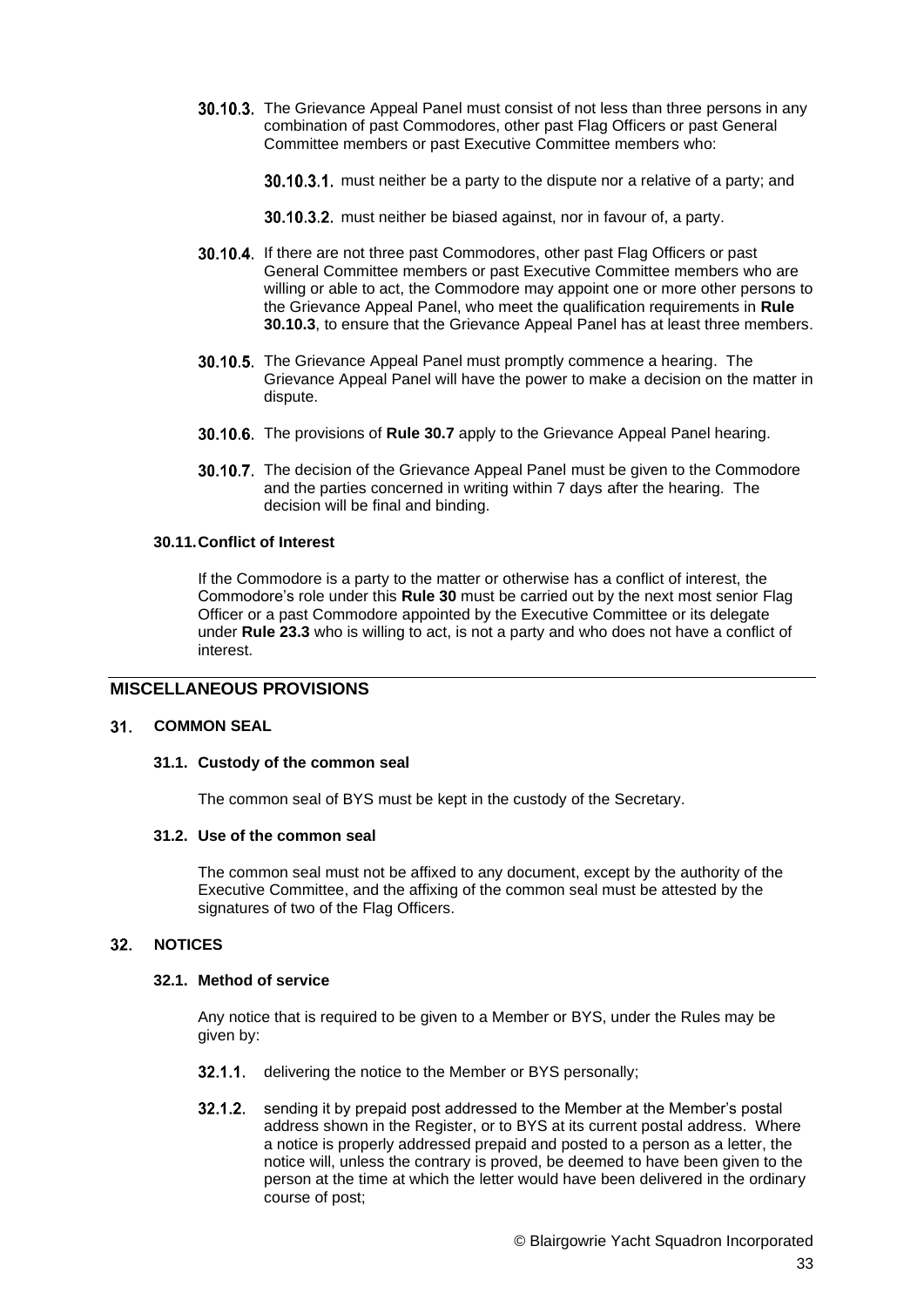30.10.3. The Grievance Appeal Panel must consist of not less than three persons in any combination of past Commodores, other past Flag Officers or past General Committee members or past Executive Committee members who:

30.10.3.1. must neither be a party to the dispute nor a relative of a party; and

30.10.3.2. must neither be biased against, nor in favour of, a party.

30.10.4. If there are not three past Commodores, other past Flag Officers or past General Committee members or past Executive Committee members who are willing or able to act, the Commodore may appoint one or more other persons to the Grievance Appeal Panel, who meet the qualification requirements in **Rule 30.10.3**, to ensure that the Grievance Appeal Panel has at least three members.

30.10.5. The Grievance Appeal Panel must promptly commence a hearing. The Grievance Appeal Panel will have the power to make a decision on the matter in dispute.

30.10.6. The provisions of **Rule 30.7** apply to the Grievance Appeal Panel hearing.

30.10.7. The decision of the Grievance Appeal Panel must be given to the Commodore and the parties concerned in writing within 7 days after the hearing. The decision will be final and binding.

#### 30.11. Conflict of Interest

If the Commodore is a party to the matter or otherwise has a conflict of interest, the Commodore's role under this **Rule 30** must be carried out by the next most senior Flag Officer or a past Commodore appointed by the Executive Committee or its delegate under **Rule 23.3** who is willing to act, is not a party and who does not have a conflict of interest.

## MISCELLANEOUS PROVISIONS

### 31. COMMON SEAL

#### 31.1. Custody of the common seal

The common seal of BYS must be kept in the custody of the Secretary.

#### 31.2. Use of the common seal

The common seal must not be affixed to any document, except by the authority of the Executive Committee, and the affixing of the common seal must be attested by the signatures of two of the Flag Officers.

### 32. NOTICES

#### 32.1. Method of service

Any notice that is required to be given to a Member or BYS, under the Rules may be given by:

32.1.1. delivering the notice to the Member or BYS personally;

32.1.2. sending it by prepaid post addressed to the Member at the Member's postal address shown in the Register, or to BYS at its current postal address. Where a notice is properly addressed prepaid and posted to a person as a letter, the notice will, unless the contrary is proved, be deemed to have been given to the person at the time at which the letter would have been delivered in the ordinary course of post;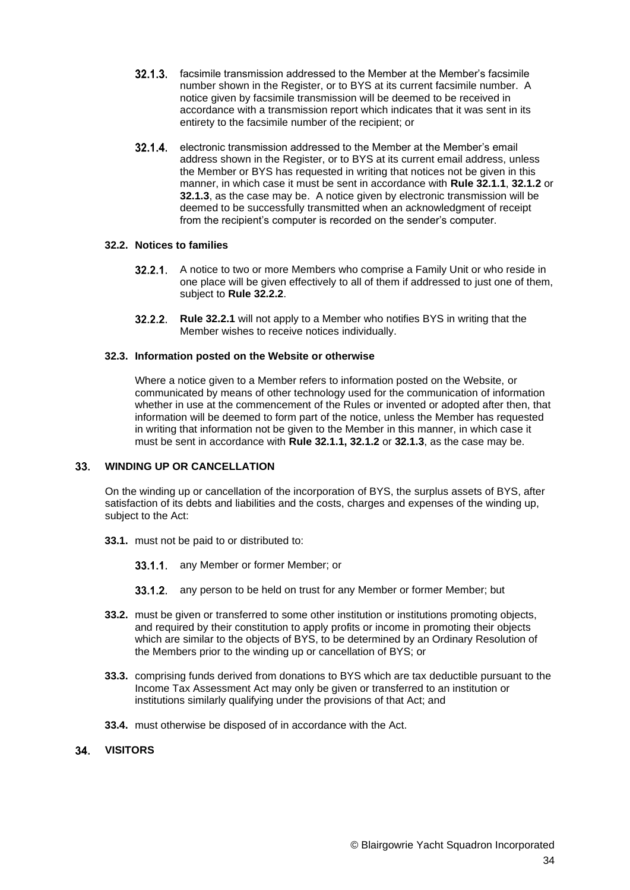32.1.3. facsimile transmission addressed to the Member at the Member's facsimile number shown in the Register, or to BYS at its current facsimile number. A notice given by facsimile transmission will be deemed to be received in accordance with a transmission report which indicates that it was sent in its entirety to the facsimile number of the recipient; or

32.1.4. electronic transmission addressed to the Member at the Member's email address shown in the Register, or to BYS at its current email address, unless the Member or BYS has requested in writing that notices not be given in this manner, in which case it must be sent in accordance with **Rule 32.1.1**, **32.1.2** or **32.1.3**, as the case may be. A notice given by electronic transmission will be deemed to be successfully transmitted when an acknowledgment of receipt from the recipient's computer is recorded on the sender's computer.

### 32.2. Notices to families

32.2.1. A notice to two or more Members who comprise a Family Unit or who reside in one place will be given effectively to all of them if addressed to just one of them, subject to **Rule 32.2.2**.

32.2.2. **Rule 32.2.1** will not apply to a Member who notifies BYS in writing that the Member wishes to receive notices individually.

### 32.3. Information posted on the Website or otherwise

Where a notice given to a Member refers to information posted on the Website, or communicated by means of other technology used for the communication of information whether in use at the commencement of the Rules or invented or adopted after then, that information will be deemed to form part of the notice, unless the Member has requested in writing that information not be given to the Member in this manner, in which case it must be sent in accordance with **Rule 32.1.1, 32.1.2** or **32.1.3**, as the case may be.

## 33. WINDING UP OR CANCELLATION

On the winding up or cancellation of the incorporation of BYS, the surplus assets of BYS, after satisfaction of its debts and liabilities and the costs, charges and expenses of the winding up, subject to the Act:

**33.1.** must not be paid to or distributed to:

33.1.1. any Member or former Member; or

33.1.2. any person to be held on trust for any Member or former Member; but

**33.2.** must be given or transferred to some other institution or institutions promoting objects, and required by their constitution to apply profits or income in promoting their objects which are similar to the objects of BYS, to be determined by an Ordinary Resolution of the Members prior to the winding up or cancellation of BYS; or

**33.3.** comprising funds derived from donations to BYS which are tax deductible pursuant to the Income Tax Assessment Act may only be given or transferred to an institution or institutions similarly qualifying under the provisions of that Act; and

**33.4.** must otherwise be disposed of in accordance with the Act.

## 34. VISITORS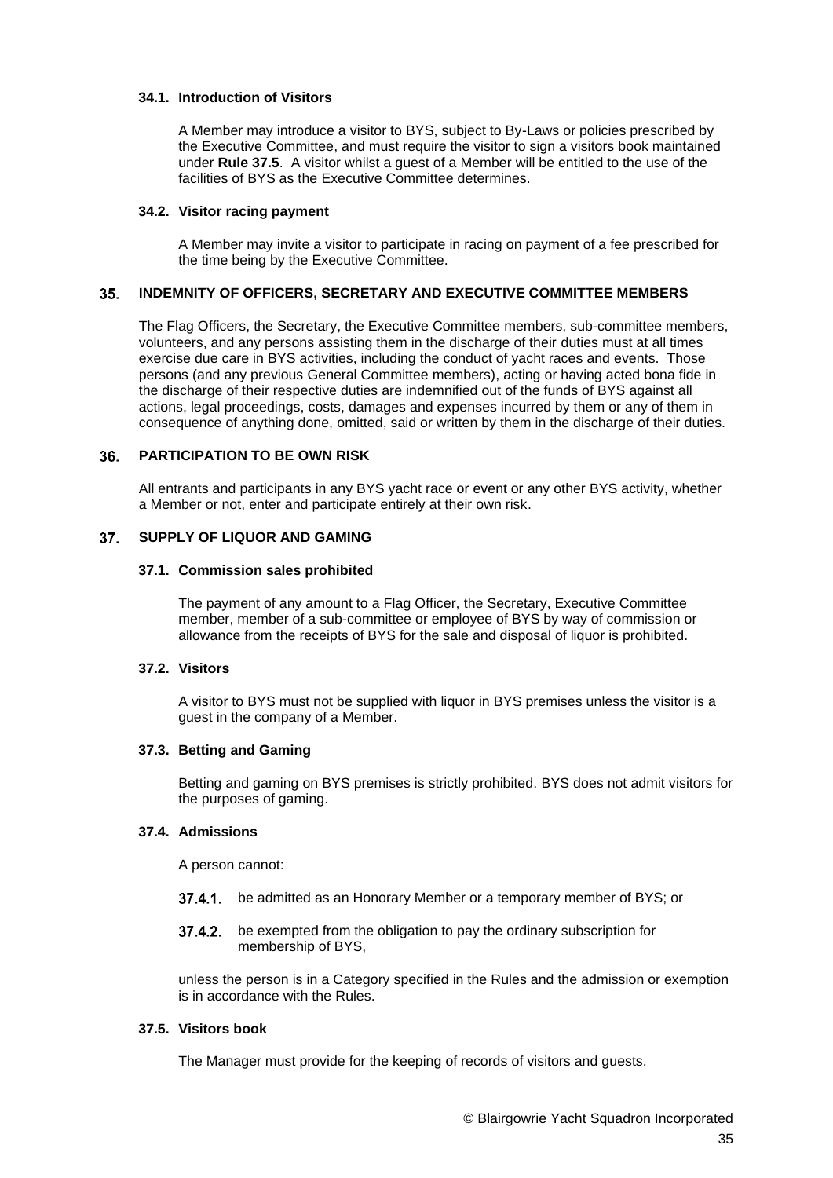### 34.1. Introduction of Visitors

A Member may introduce a visitor to BYS, subject to By-Laws or policies prescribed by the Executive Committee, and must require the visitor to sign a visitors book maintained under **Rule 37.5**. A visitor whilst a guest of a Member will be entitled to the use of the facilities of BYS as the Executive Committee determines.

### 34.2. Visitor racing payment

A Member may invite a visitor to participate in racing on payment of a fee prescribed for the time being by the Executive Committee.

## 35. INDEMNITY OF OFFICERS, SECRETARY AND EXECUTIVE COMMITTEE MEMBERS

The Flag Officers, the Secretary, the Executive Committee members, sub-committee members, volunteers, and any persons assisting them in the discharge of their duties must at all times exercise due care in BYS activities, including the conduct of yacht races and events. Those persons (and any previous General Committee members), acting or having acted bona fide in the discharge of their respective duties are indemnified out of the funds of BYS against all actions, legal proceedings, costs, damages and expenses incurred by them or any of them in consequence of anything done, omitted, said or written by them in the discharge of their duties.

## 36. PARTICIPATION TO BE OWN RISK

All entrants and participants in any BYS yacht race or event or any other BYS activity, whether a Member or not, enter and participate entirely at their own risk.

## 37. SUPPLY OF LIQUOR AND GAMING

### 37.1. Commission sales prohibited

The payment of any amount to a Flag Officer, the Secretary, Executive Committee member, member of a sub-committee or employee of BYS by way of commission or allowance from the receipts of BYS for the sale and disposal of liquor is prohibited.

### 37.2. Visitors

A visitor to BYS must not be supplied with liquor in BYS premises unless the visitor is a guest in the company of a Member.

### 37.3. Betting and Gaming

Betting and gaming on BYS premises is strictly prohibited. BYS does not admit visitors for the purposes of gaming.

### 37.4. Admissions

A person cannot:

37.4.1. be admitted as an Honorary Member or a temporary member of BYS; or

37.4.2. be exempted from the obligation to pay the ordinary subscription for membership of BYS,

unless the person is in a Category specified in the Rules and the admission or exemption is in accordance with the Rules.

### 37.5. Visitors book

The Manager must provide for the keeping of records of visitors and guests.

© Blairgowrie Yacht Squadron Incorporated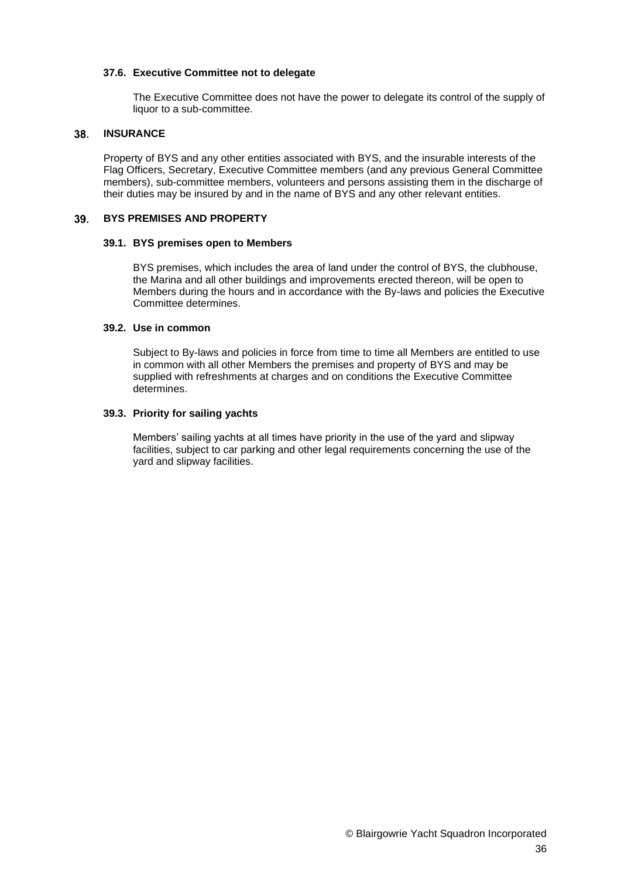### 37.6. Executive Committee not to delegate

The Executive Committee does not have the power to delegate its control of the supply of liquor to a sub-committee.

## 38. INSURANCE

Property of BYS and any other entities associated with BYS, and the insurable interests of the Flag Officers, Secretary, Executive Committee members (and any previous General Committee members), sub-committee members, volunteers and persons assisting them in the discharge of their duties may be insured by and in the name of BYS and any other relevant entities.

## 39. BYS PREMISES AND PROPERTY

### 39.1. BYS premises open to Members

BYS premises, which includes the area of land under the control of BYS, the clubhouse, the Marina and all other buildings and improvements erected thereon, will be open to Members during the hours and in accordance with the By-laws and policies the Executive Committee determines.

### 39.2. Use in common

Subject to By-laws and policies in force from time to time all Members are entitled to use in common with all other Members the premises and property of BYS and may be supplied with refreshments at charges and on conditions the Executive Committee determines.

### 39.3. Priority for sailing yachts

Members' sailing yachts at all times have priority in the use of the yard and slipway facilities, subject to car parking and other legal requirements concerning the use of the yard and slipway facilities.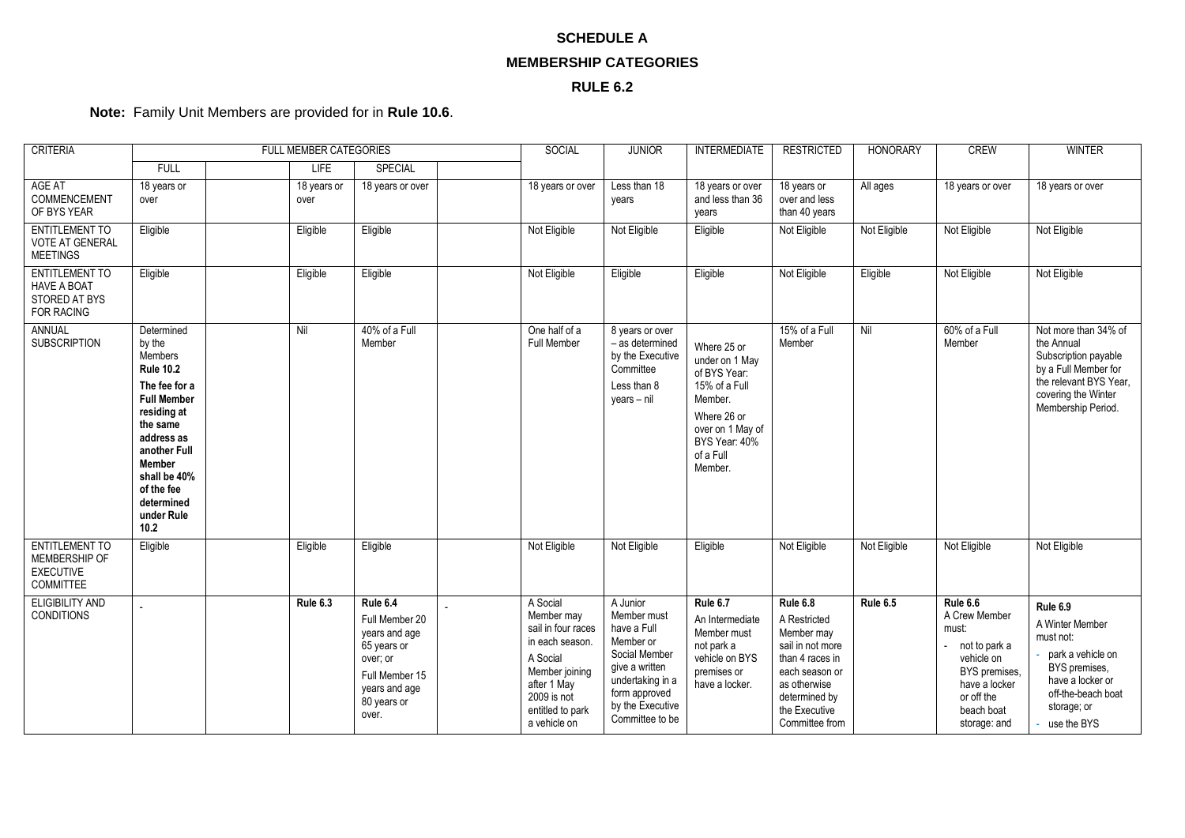**SCHEDULE A**

**MEMBERSHIP CATEGORIES**

**RULE 6.2**

**Note:** Family Unit Members are provided for in **Rule 10.6**.

| CRITERIA | FULL MEMBER CATEGORIES | | | | | SOCIAL | JUNIOR | INTERMEDIATE | RESTRICTED | HONORARY | CREW | WINTER |
|---|---|---|---|---|---|---|---|---|---|---|---|---|
| | FULL | | LIFE | SPECIAL | | | | | | | | |
| AGE AT COMMENCEMENT OF BYS YEAR | 18 years or over | | 18 years or over | 18 years or over | | 18 years or over | Less than 18 years | 18 years or over and less than 36 years | 18 years or over and less than 40 years | All ages | 18 years or over | 18 years or over |
| ENTITLEMENT TO VOTE AT GENERAL MEETINGS | Eligible | | Eligible | Eligible | | Not Eligible | Not Eligible | Eligible | Not Eligible | Not Eligible | Not Eligible | Not Eligible |
| ENTITLEMENT TO HAVE A BOAT STORED AT BYS FOR RACING | Eligible | | Eligible | Eligible | | Not Eligible | Eligible | Eligible | Not Eligible | Eligible | Not Eligible | Not Eligible |
| ANNUAL SUBSCRIPTION | Determined by the Members **Rule 10.2** **The fee for a Full Member residing at the same address as another Full Member shall be 40% of the fee determined under Rule 10.2** | | Nil | 40% of a Full Member | | One half of a Full Member | 8 years or over – as determined by the Executive Committee Less than 8 years – nil | Where 25 or under on 1 May of BYS Year: 15% of a Full Member. Where 26 or over on 1 May of BYS Year: 40% of a Full Member. | 15% of a Full Member | Nil | 60% of a Full Member | Not more than 34% of the Annual Subscription payable by a Full Member for the relevant BYS Year, covering the Winter Membership Period. |
| ENTITLEMENT TO MEMBERSHIP OF EXECUTIVE COMMITTEE | Eligible | | Eligible | Eligible | | Not Eligible | Not Eligible | Eligible | Not Eligible | Not Eligible | Not Eligible | Not Eligible |
| ELIGIBILITY AND CONDITIONS | - | | **Rule 6.3** | **Rule 6.4** Full Member 20 years and age 65 years or over; or Full Member 15 years and age 80 years or over. | - | A Social Member may sail in four races in each season. A Social Member joining after 1 May 2009 is not entitled to park a vehicle on | A Junior Member must have a Full Member or Social Member give a written undertaking in a form approved by the Executive Committee to be | **Rule 6.7** An Intermediate Member must not park a vehicle on BYS premises or have a locker. | **Rule 6.8** A Restricted Member may sail in not more than 4 races in each season or as otherwise determined by the Executive Committee from | **Rule 6.5** | **Rule 6.6** A Crew Member must: - not to park a vehicle on BYS premises, have a locker or off the beach boat storage: and | **Rule 6.9** A Winter Member must not: - park a vehicle on BYS premises, have a locker or off-the-beach boat storage; or - use the BYS |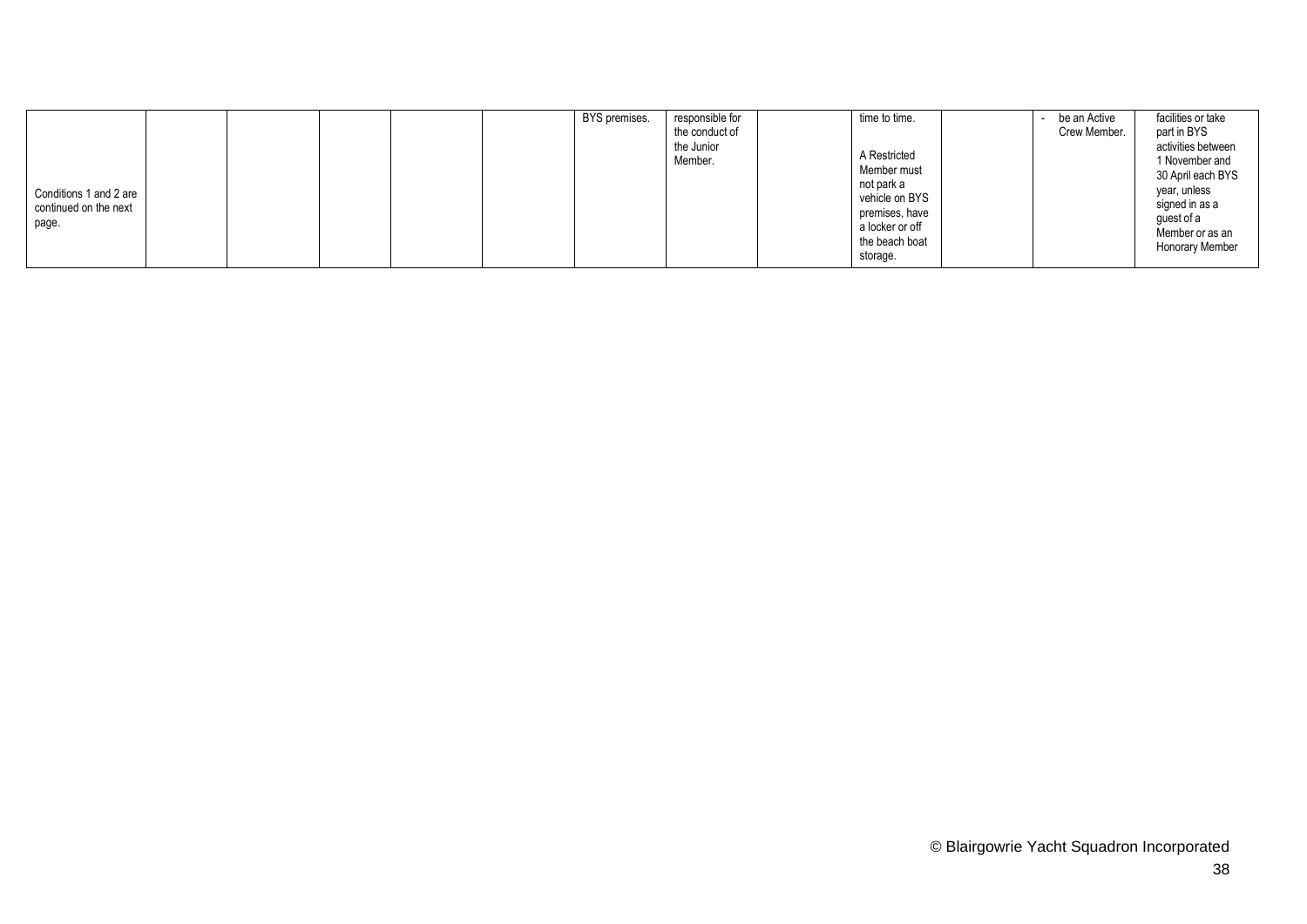| | | | | | | | | | | | | |
|---|---|---|---|---|---|---|---|---|---|---|---|---|
| Conditions 1 and 2 are continued on the next page. | | | | | | BYS premises. | responsible for the conduct of the Junior Member. | | time to time.<br><br>A Restricted Member must not park a vehicle on BYS premises, have a locker or off the beach boat storage. | | - be an Active Crew Member. | facilities or take part in BYS activities between 1 November and 30 April each BYS year, unless signed in as a guest of a Member or as an Honorary Member |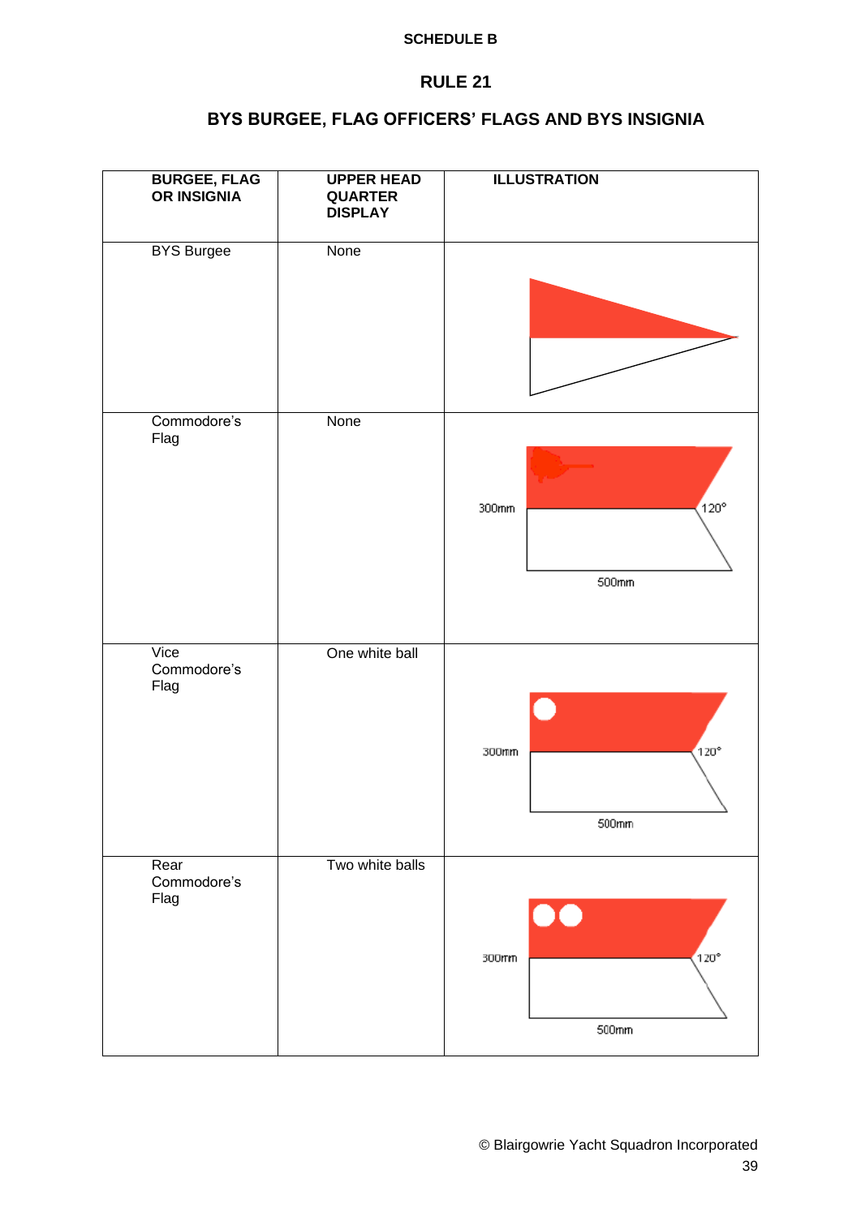**SCHEDULE B**

## RULE 21

## BYS BURGEE, FLAG OFFICERS' FLAGS AND BYS INSIGNIA

| BURGEE, FLAG OR INSIGNIA | UPPER HEAD QUARTER DISPLAY | ILLUSTRATION |
|---|---|---|
| BYS Burgee | None | |
| Commodore's Flag | None | 300mm 120° 500mm |
| Vice Commodore's Flag | One white ball | 300mm 120° 500mm |
| Rear Commodore's Flag | Two white balls | 300mm 120° 500mm |

© Blairgowrie Yacht Squadron Incorporated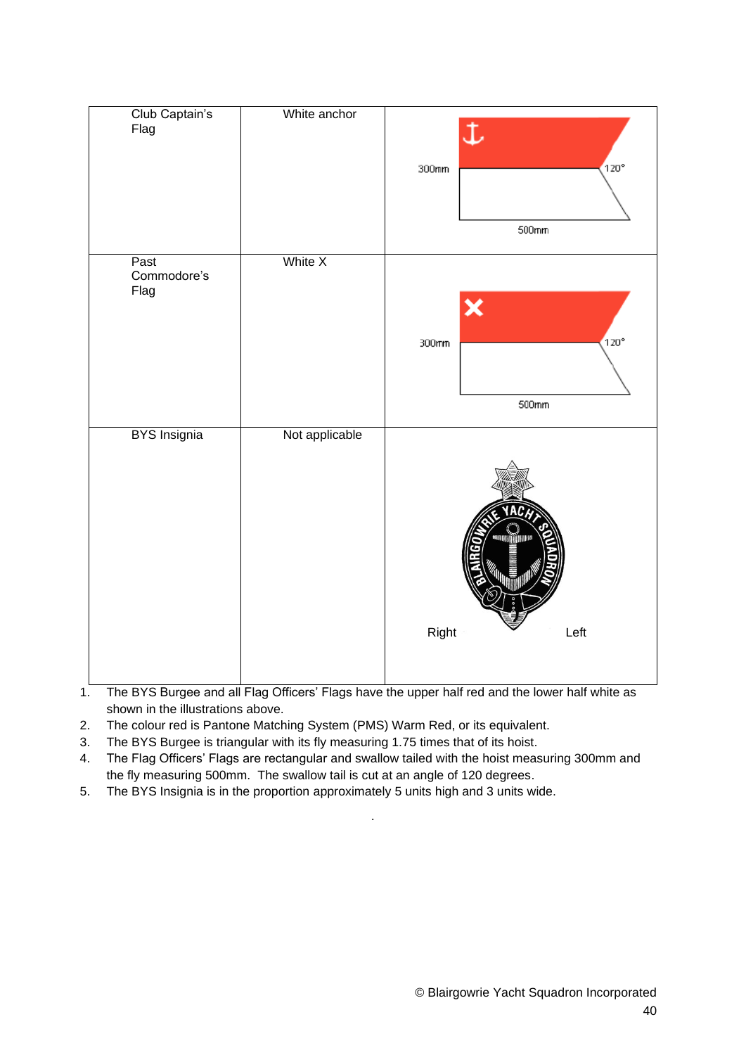| Club Captain's Flag | White anchor | 300mm 120° 500mm |
|---|---|---|
| Past Commodore's Flag | White X | 300mm 120° 500mm |
| BYS Insignia | Not applicable | Right Left |

1. The BYS Burgee and all Flag Officers' Flags have the upper half red and the lower half white as shown in the illustrations above.
2. The colour red is Pantone Matching System (PMS) Warm Red, or its equivalent.
3. The BYS Burgee is triangular with its fly measuring 1.75 times that of its hoist.
4. The Flag Officers' Flags are rectangular and swallow tailed with the hoist measuring 300mm and the fly measuring 500mm. The swallow tail is cut at an angle of 120 degrees.
5. The BYS Insignia is in the proportion approximately 5 units high and 3 units wide.

© Blairgowrie Yacht Squadron Incorporated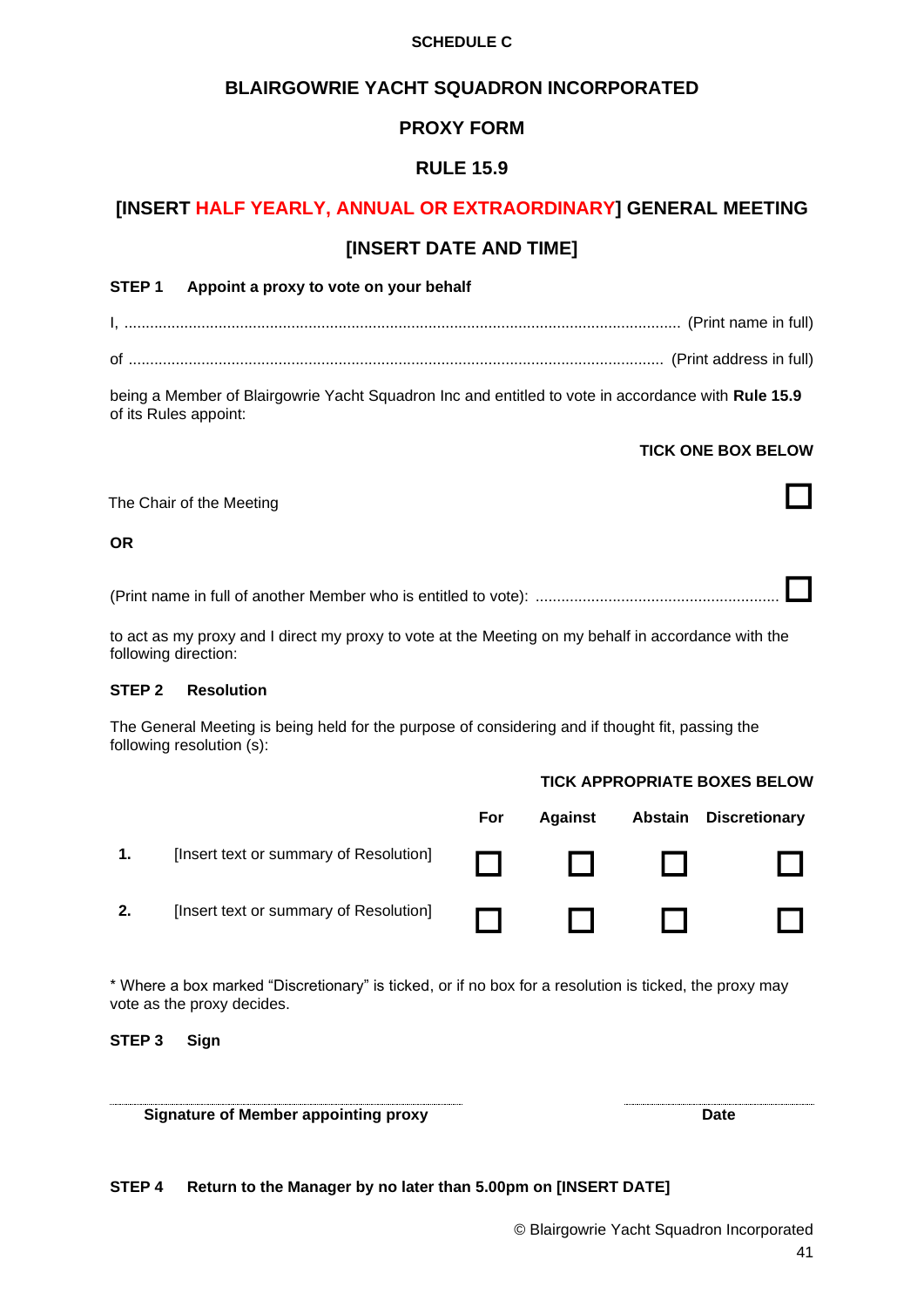**SCHEDULE C**

# BLAIRGOWRIE YACHT SQUADRON INCORPORATED

## PROXY FORM

## RULE 15.9

## [INSERT HALF YEARLY, ANNUAL OR EXTRAORDINARY] GENERAL MEETING

## [INSERT DATE AND TIME]

**STEP 1 Appoint a proxy to vote on your behalf**

I, ................................................................................................................................ (Print name in full)

of ........................................................................................................................... (Print address in full)

being a Member of Blairgowrie Yacht Squadron Inc and entitled to vote in accordance with **Rule 15.9** of its Rules appoint:

**TICK ONE BOX BELOW**

The Chair of the Meeting ☐

**OR**

(Print name in full of another Member who is entitled to vote): ........................................................ ☐

to act as my proxy and I direct my proxy to vote at the Meeting on my behalf in accordance with the following direction:

**STEP 2 Resolution**

The General Meeting is being held for the purpose of considering and if thought fit, passing the following resolution (s):

**TICK APPROPRIATE BOXES BELOW**

| | | For | Against | Abstain | Discretionary |
|---|---|---|---|---|---|
| **1.** | [Insert text or summary of Resolution] | ☐ | ☐ | ☐ | ☐ |
| **2.** | [Insert text or summary of Resolution] | ☐ | ☐ | ☐ | ☐ |

* Where a box marked "Discretionary" is ticked, or if no box for a resolution is ticked, the proxy may vote as the proxy decides.

**STEP 3 Sign**

..............................................................................  ..............................................

**Signature of Member appointing proxy**  **Date**

**STEP 4 Return to the Manager by no later than 5.00pm on [INSERT DATE]**

© Blairgowrie Yacht Squadron Incorporated